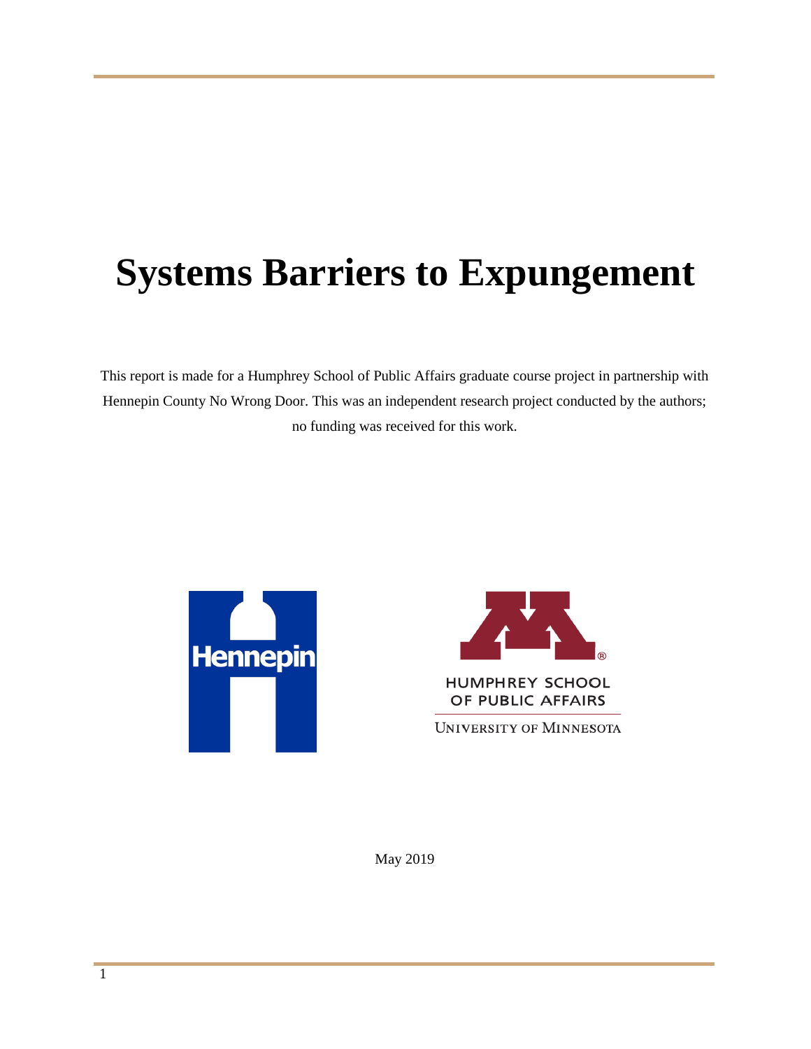# Systems Barriers to Expungement

This report is made for a Humphrey School of Public Affairs graduate course project in partnership with Hennepin County No Wrong Door. This was an independent research project conducted by the authors; no funding was received for this work.

May 2019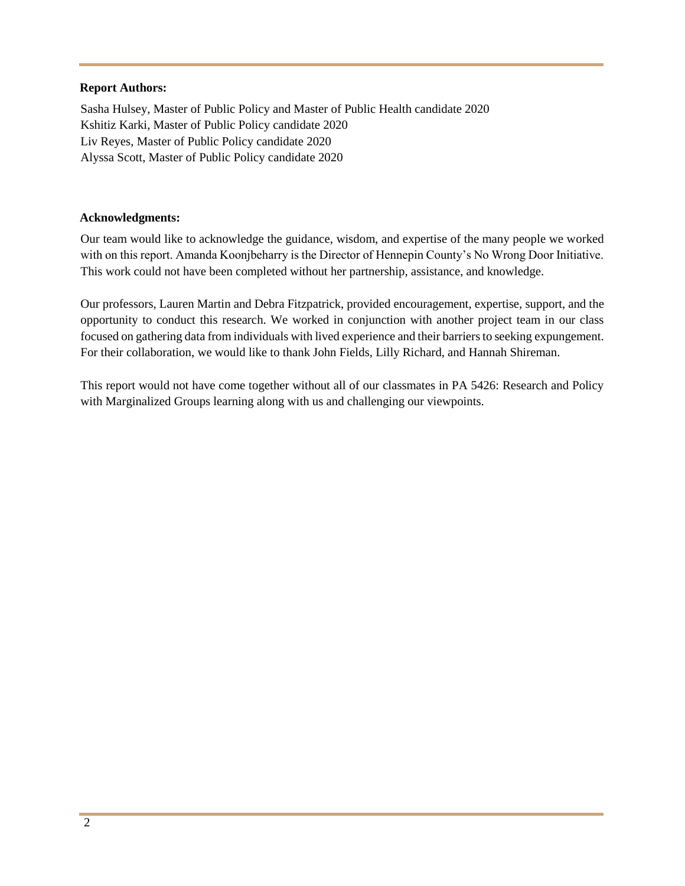**Report Authors:**

Sasha Hulsey, Master of Public Policy and Master of Public Health candidate 2020
Kshitiz Karki, Master of Public Policy candidate 2020
Liv Reyes, Master of Public Policy candidate 2020
Alyssa Scott, Master of Public Policy candidate 2020

**Acknowledgments:**

Our team would like to acknowledge the guidance, wisdom, and expertise of the many people we worked with on this report. Amanda Koonjbeharry is the Director of Hennepin County's No Wrong Door Initiative. This work could not have been completed without her partnership, assistance, and knowledge.

Our professors, Lauren Martin and Debra Fitzpatrick, provided encouragement, expertise, support, and the opportunity to conduct this research. We worked in conjunction with another project team in our class focused on gathering data from individuals with lived experience and their barriers to seeking expungement. For their collaboration, we would like to thank John Fields, Lilly Richard, and Hannah Shireman.

This report would not have come together without all of our classmates in PA 5426: Research and Policy with Marginalized Groups learning along with us and challenging our viewpoints.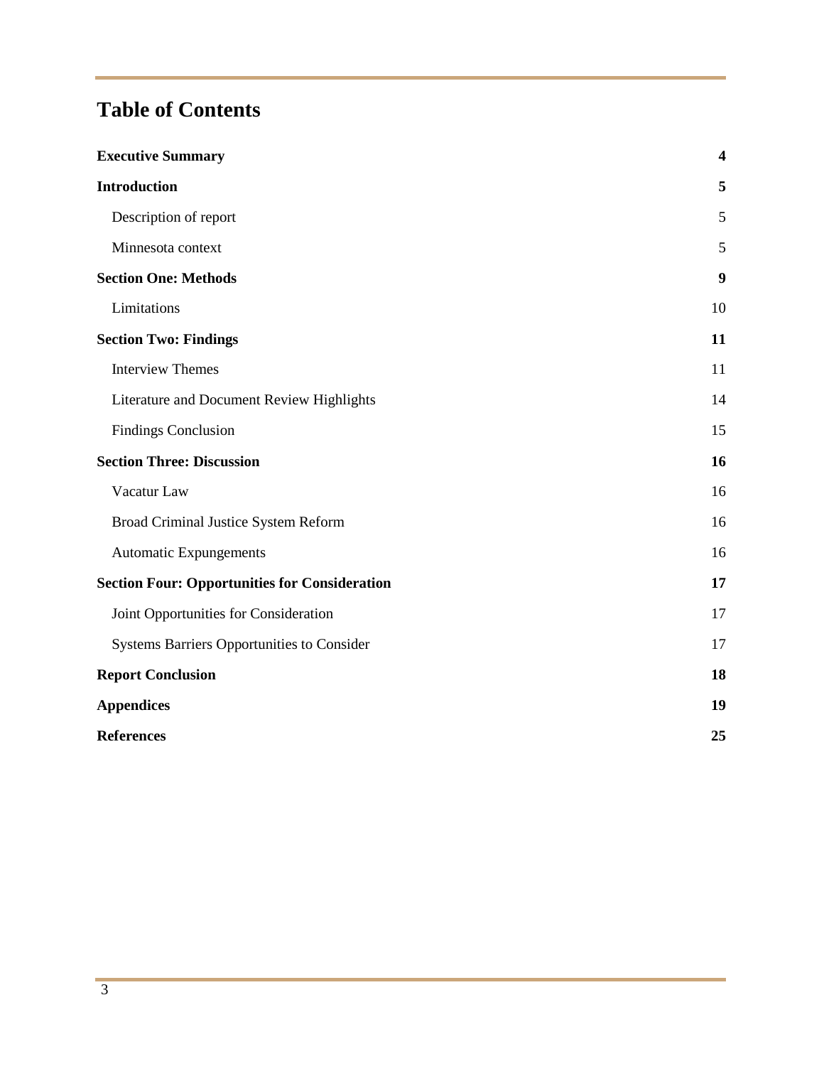# Table of Contents

| | |
|---|---|
| **Executive Summary** | **4** |
| **Introduction** | **5** |
| Description of report | 5 |
| Minnesota context | 5 |
| **Section One: Methods** | **9** |
| Limitations | 10 |
| **Section Two: Findings** | **11** |
| Interview Themes | 11 |
| Literature and Document Review Highlights | 14 |
| Findings Conclusion | 15 |
| **Section Three: Discussion** | **16** |
| Vacatur Law | 16 |
| Broad Criminal Justice System Reform | 16 |
| Automatic Expungements | 16 |
| **Section Four: Opportunities for Consideration** | **17** |
| Joint Opportunities for Consideration | 17 |
| Systems Barriers Opportunities to Consider | 17 |
| **Report Conclusion** | **18** |
| **Appendices** | **19** |
| **References** | **25** |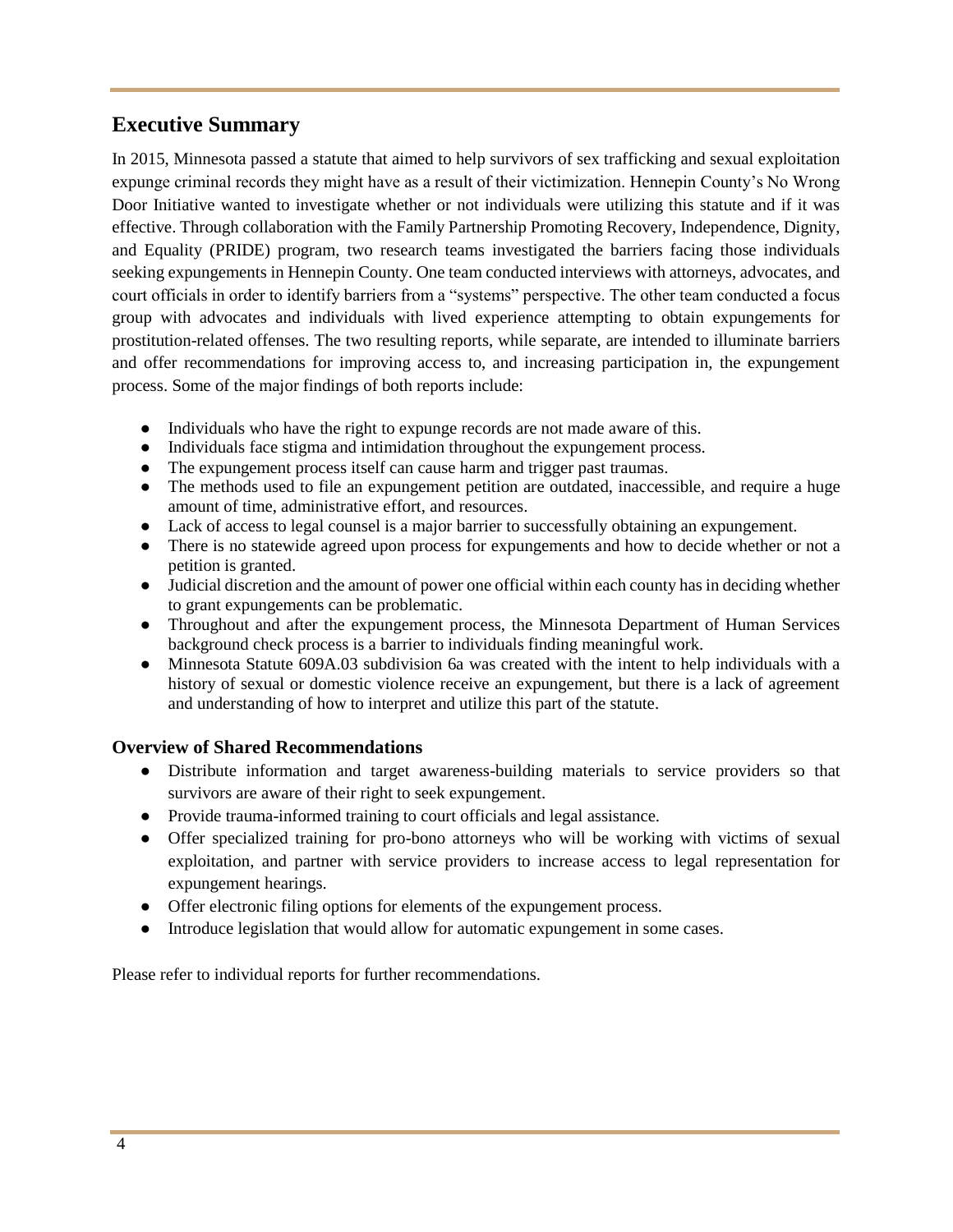## Executive Summary

In 2015, Minnesota passed a statute that aimed to help survivors of sex trafficking and sexual exploitation expunge criminal records they might have as a result of their victimization. Hennepin County's No Wrong Door Initiative wanted to investigate whether or not individuals were utilizing this statute and if it was effective. Through collaboration with the Family Partnership Promoting Recovery, Independence, Dignity, and Equality (PRIDE) program, two research teams investigated the barriers facing those individuals seeking expungements in Hennepin County. One team conducted interviews with attorneys, advocates, and court officials in order to identify barriers from a "systems" perspective. The other team conducted a focus group with advocates and individuals with lived experience attempting to obtain expungements for prostitution-related offenses. The two resulting reports, while separate, are intended to illuminate barriers and offer recommendations for improving access to, and increasing participation in, the expungement process. Some of the major findings of both reports include:

- Individuals who have the right to expunge records are not made aware of this.
- Individuals face stigma and intimidation throughout the expungement process.
- The expungement process itself can cause harm and trigger past traumas.
- The methods used to file an expungement petition are outdated, inaccessible, and require a huge amount of time, administrative effort, and resources.
- Lack of access to legal counsel is a major barrier to successfully obtaining an expungement.
- There is no statewide agreed upon process for expungements and how to decide whether or not a petition is granted.
- Judicial discretion and the amount of power one official within each county has in deciding whether to grant expungements can be problematic.
- Throughout and after the expungement process, the Minnesota Department of Human Services background check process is a barrier to individuals finding meaningful work.
- Minnesota Statute 609A.03 subdivision 6a was created with the intent to help individuals with a history of sexual or domestic violence receive an expungement, but there is a lack of agreement and understanding of how to interpret and utilize this part of the statute.

### Overview of Shared Recommendations

- Distribute information and target awareness-building materials to service providers so that survivors are aware of their right to seek expungement.
- Provide trauma-informed training to court officials and legal assistance.
- Offer specialized training for pro-bono attorneys who will be working with victims of sexual exploitation, and partner with service providers to increase access to legal representation for expungement hearings.
- Offer electronic filing options for elements of the expungement process.
- Introduce legislation that would allow for automatic expungement in some cases.

Please refer to individual reports for further recommendations.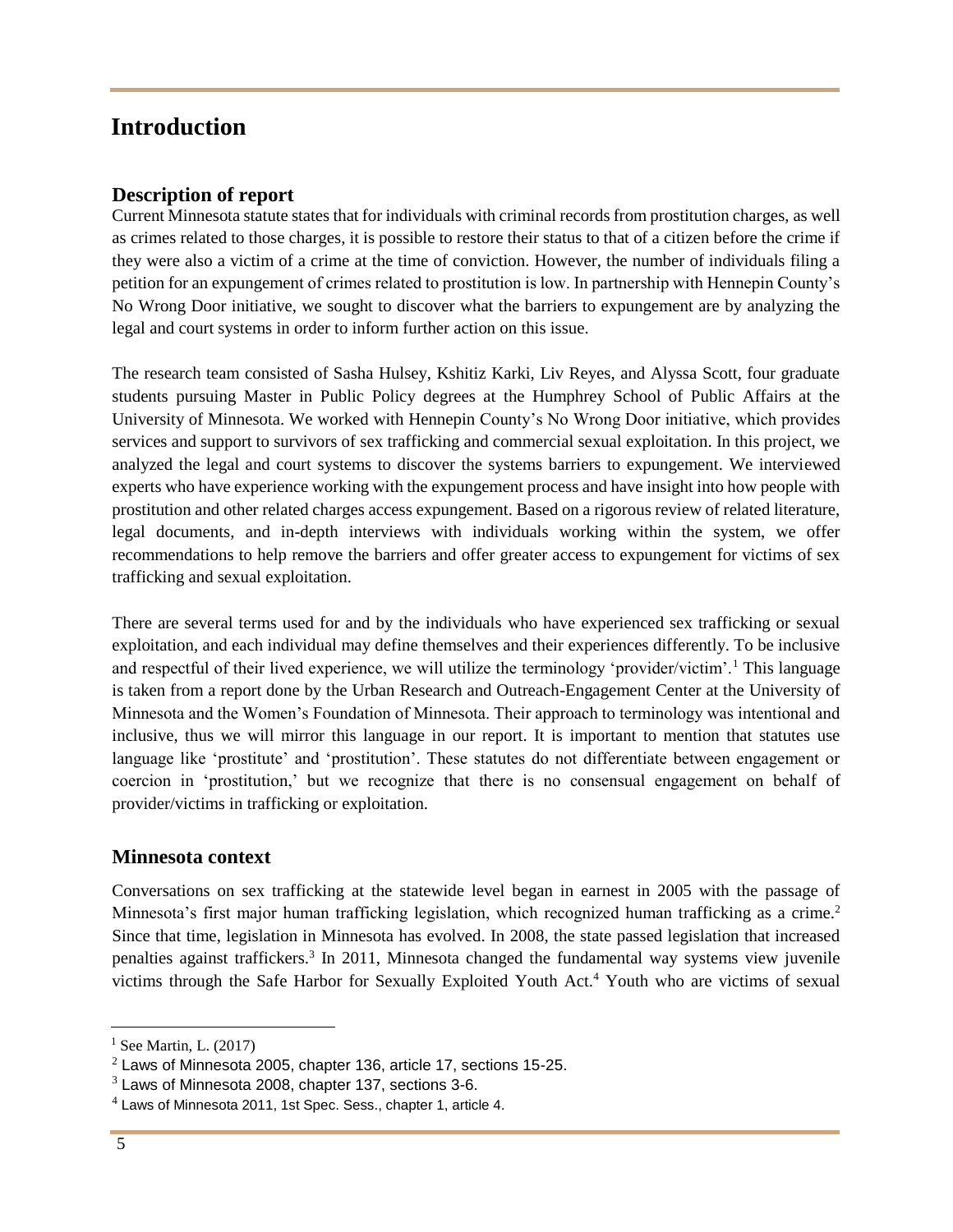# Introduction

## Description of report

Current Minnesota statute states that for individuals with criminal records from prostitution charges, as well as crimes related to those charges, it is possible to restore their status to that of a citizen before the crime if they were also a victim of a crime at the time of conviction. However, the number of individuals filing a petition for an expungement of crimes related to prostitution is low. In partnership with Hennepin County's No Wrong Door initiative, we sought to discover what the barriers to expungement are by analyzing the legal and court systems in order to inform further action on this issue.

The research team consisted of Sasha Hulsey, Kshitiz Karki, Liv Reyes, and Alyssa Scott, four graduate students pursuing Master in Public Policy degrees at the Humphrey School of Public Affairs at the University of Minnesota. We worked with Hennepin County's No Wrong Door initiative, which provides services and support to survivors of sex trafficking and commercial sexual exploitation. In this project, we analyzed the legal and court systems to discover the systems barriers to expungement. We interviewed experts who have experience working with the expungement process and have insight into how people with prostitution and other related charges access expungement. Based on a rigorous review of related literature, legal documents, and in-depth interviews with individuals working within the system, we offer recommendations to help remove the barriers and offer greater access to expungement for victims of sex trafficking and sexual exploitation.

There are several terms used for and by the individuals who have experienced sex trafficking or sexual exploitation, and each individual may define themselves and their experiences differently. To be inclusive and respectful of their lived experience, we will utilize the terminology 'provider/victim'.[1] This language is taken from a report done by the Urban Research and Outreach-Engagement Center at the University of Minnesota and the Women's Foundation of Minnesota. Their approach to terminology was intentional and inclusive, thus we will mirror this language in our report. It is important to mention that statutes use language like 'prostitute' and 'prostitution'. These statutes do not differentiate between engagement or coercion in 'prostitution,' but we recognize that there is no consensual engagement on behalf of provider/victims in trafficking or exploitation.

## Minnesota context

Conversations on sex trafficking at the statewide level began in earnest in 2005 with the passage of Minnesota's first major human trafficking legislation, which recognized human trafficking as a crime.[2] Since that time, legislation in Minnesota has evolved. In 2008, the state passed legislation that increased penalties against traffickers.[3] In 2011, Minnesota changed the fundamental way systems view juvenile victims through the Safe Harbor for Sexually Exploited Youth Act.[4] Youth who are victims of sexual

---

[1] See Martin, L. (2017)

[2] Laws of Minnesota 2005, chapter 136, article 17, sections 15-25.

[3] Laws of Minnesota 2008, chapter 137, sections 3-6.

[4] Laws of Minnesota 2011, 1st Spec. Sess., chapter 1, article 4.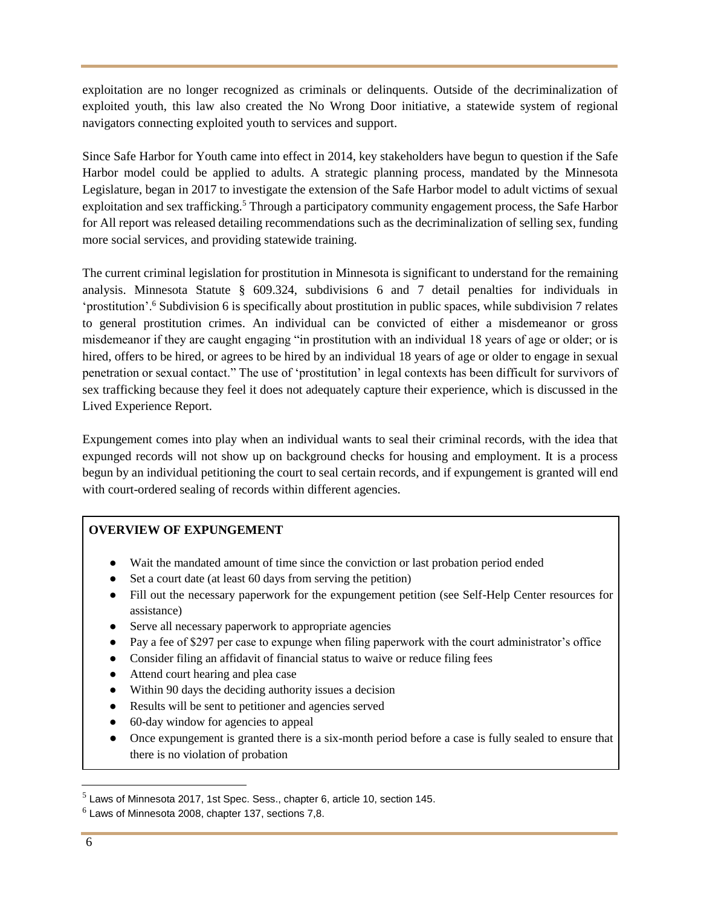exploitation are no longer recognized as criminals or delinquents. Outside of the decriminalization of exploited youth, this law also created the No Wrong Door initiative, a statewide system of regional navigators connecting exploited youth to services and support.

Since Safe Harbor for Youth came into effect in 2014, key stakeholders have begun to question if the Safe Harbor model could be applied to adults. A strategic planning process, mandated by the Minnesota Legislature, began in 2017 to investigate the extension of the Safe Harbor model to adult victims of sexual exploitation and sex trafficking.[5] Through a participatory community engagement process, the Safe Harbor for All report was released detailing recommendations such as the decriminalization of selling sex, funding more social services, and providing statewide training.

The current criminal legislation for prostitution in Minnesota is significant to understand for the remaining analysis. Minnesota Statute § 609.324, subdivisions 6 and 7 detail penalties for individuals in 'prostitution'.[6] Subdivision 6 is specifically about prostitution in public spaces, while subdivision 7 relates to general prostitution crimes. An individual can be convicted of either a misdemeanor or gross misdemeanor if they are caught engaging "in prostitution with an individual 18 years of age or older; or is hired, offers to be hired, or agrees to be hired by an individual 18 years of age or older to engage in sexual penetration or sexual contact." The use of 'prostitution' in legal contexts has been difficult for survivors of sex trafficking because they feel it does not adequately capture their experience, which is discussed in the Lived Experience Report.

Expungement comes into play when an individual wants to seal their criminal records, with the idea that expunged records will not show up on background checks for housing and employment. It is a process begun by an individual petitioning the court to seal certain records, and if expungement is granted will end with court-ordered sealing of records within different agencies.

**OVERVIEW OF EXPUNGEMENT**

- Wait the mandated amount of time since the conviction or last probation period ended
- Set a court date (at least 60 days from serving the petition)
- Fill out the necessary paperwork for the expungement petition (see Self-Help Center resources for assistance)
- Serve all necessary paperwork to appropriate agencies
- Pay a fee of $297 per case to expunge when filing paperwork with the court administrator's office
- Consider filing an affidavit of financial status to waive or reduce filing fees
- Attend court hearing and plea case
- Within 90 days the deciding authority issues a decision
- Results will be sent to petitioner and agencies served
- 60-day window for agencies to appeal
- Once expungement is granted there is a six-month period before a case is fully sealed to ensure that there is no violation of probation

[5] Laws of Minnesota 2017, 1st Spec. Sess., chapter 6, article 10, section 145.

[6] Laws of Minnesota 2008, chapter 137, sections 7,8.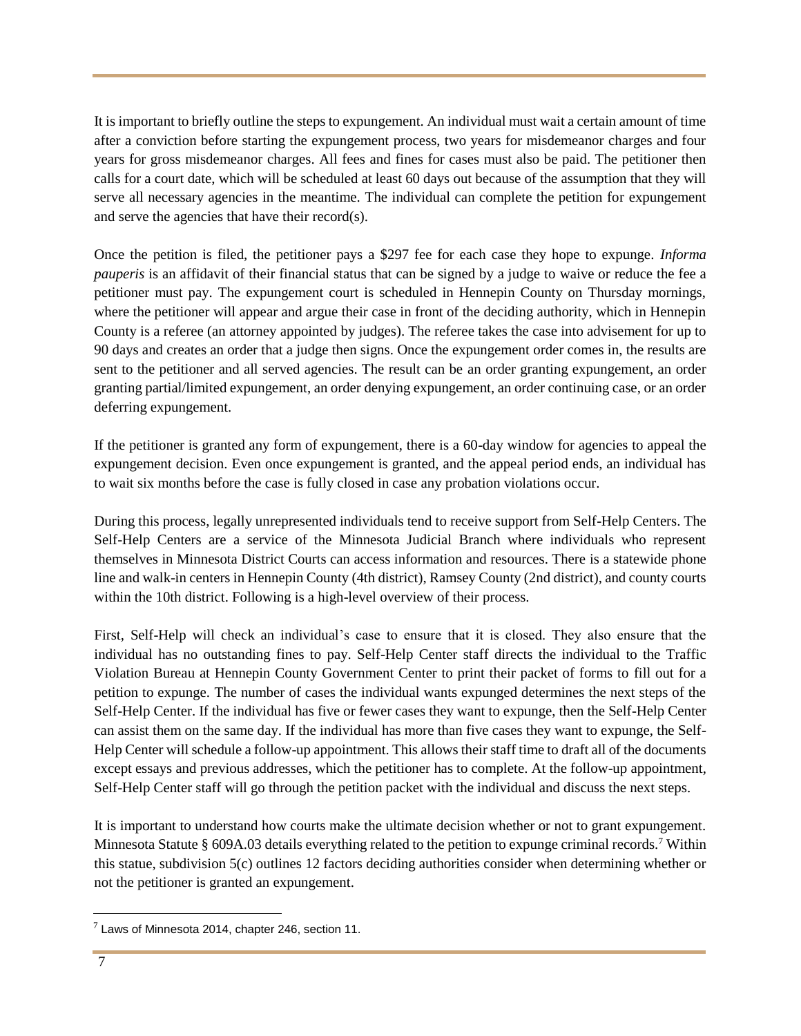It is important to briefly outline the steps to expungement. An individual must wait a certain amount of time after a conviction before starting the expungement process, two years for misdemeanor charges and four years for gross misdemeanor charges. All fees and fines for cases must also be paid. The petitioner then calls for a court date, which will be scheduled at least 60 days out because of the assumption that they will serve all necessary agencies in the meantime. The individual can complete the petition for expungement and serve the agencies that have their record(s).

Once the petition is filed, the petitioner pays a $297 fee for each case they hope to expunge. *Informa pauperis* is an affidavit of their financial status that can be signed by a judge to waive or reduce the fee a petitioner must pay. The expungement court is scheduled in Hennepin County on Thursday mornings, where the petitioner will appear and argue their case in front of the deciding authority, which in Hennepin County is a referee (an attorney appointed by judges). The referee takes the case into advisement for up to 90 days and creates an order that a judge then signs. Once the expungement order comes in, the results are sent to the petitioner and all served agencies. The result can be an order granting expungement, an order granting partial/limited expungement, an order denying expungement, an order continuing case, or an order deferring expungement.

If the petitioner is granted any form of expungement, there is a 60-day window for agencies to appeal the expungement decision. Even once expungement is granted, and the appeal period ends, an individual has to wait six months before the case is fully closed in case any probation violations occur.

During this process, legally unrepresented individuals tend to receive support from Self-Help Centers. The Self-Help Centers are a service of the Minnesota Judicial Branch where individuals who represent themselves in Minnesota District Courts can access information and resources. There is a statewide phone line and walk-in centers in Hennepin County (4th district), Ramsey County (2nd district), and county courts within the 10th district. Following is a high-level overview of their process.

First, Self-Help will check an individual's case to ensure that it is closed. They also ensure that the individual has no outstanding fines to pay. Self-Help Center staff directs the individual to the Traffic Violation Bureau at Hennepin County Government Center to print their packet of forms to fill out for a petition to expunge. The number of cases the individual wants expunged determines the next steps of the Self-Help Center. If the individual has five or fewer cases they want to expunge, then the Self-Help Center can assist them on the same day. If the individual has more than five cases they want to expunge, the Self-Help Center will schedule a follow-up appointment. This allows their staff time to draft all of the documents except essays and previous addresses, which the petitioner has to complete. At the follow-up appointment, Self-Help Center staff will go through the petition packet with the individual and discuss the next steps.

It is important to understand how courts make the ultimate decision whether or not to grant expungement. Minnesota Statute § 609A.03 details everything related to the petition to expunge criminal records.[7] Within this statue, subdivision 5(c) outlines 12 factors deciding authorities consider when determining whether or not the petitioner is granted an expungement.

---

[7] Laws of Minnesota 2014, chapter 246, section 11.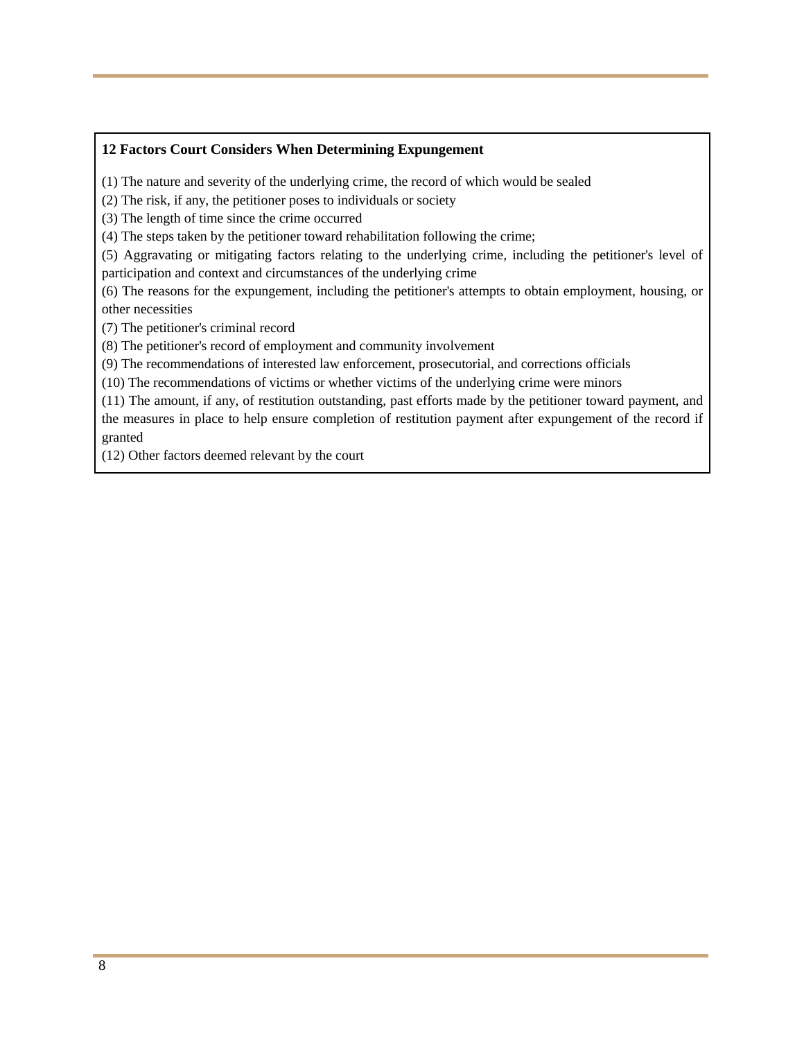**12 Factors Court Considers When Determining Expungement**

(1) The nature and severity of the underlying crime, the record of which would be sealed

(2) The risk, if any, the petitioner poses to individuals or society

(3) The length of time since the crime occurred

(4) The steps taken by the petitioner toward rehabilitation following the crime;

(5) Aggravating or mitigating factors relating to the underlying crime, including the petitioner's level of participation and context and circumstances of the underlying crime

(6) The reasons for the expungement, including the petitioner's attempts to obtain employment, housing, or other necessities

(7) The petitioner's criminal record

(8) The petitioner's record of employment and community involvement

(9) The recommendations of interested law enforcement, prosecutorial, and corrections officials

(10) The recommendations of victims or whether victims of the underlying crime were minors

(11) The amount, if any, of restitution outstanding, past efforts made by the petitioner toward payment, and the measures in place to help ensure completion of restitution payment after expungement of the record if granted

(12) Other factors deemed relevant by the court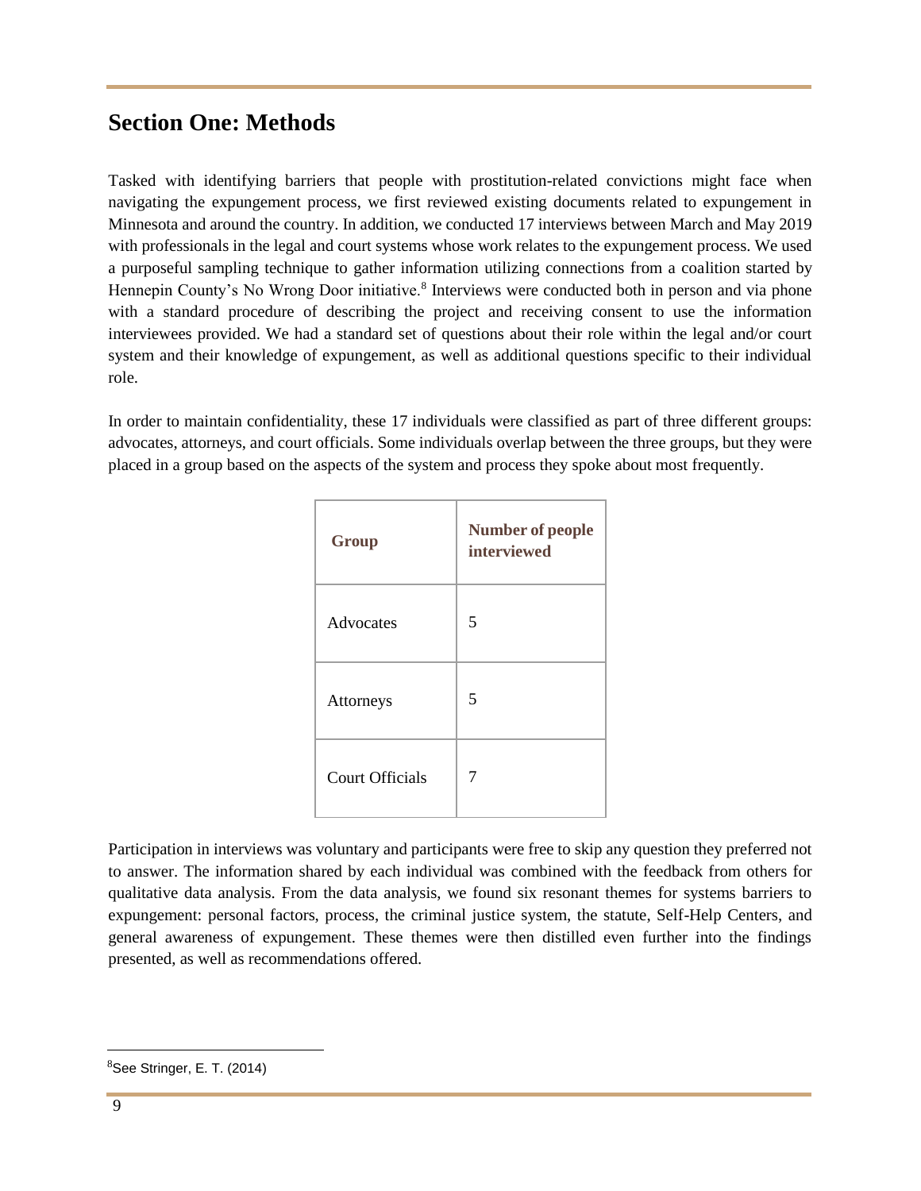## Section One: Methods

Tasked with identifying barriers that people with prostitution-related convictions might face when navigating the expungement process, we first reviewed existing documents related to expungement in Minnesota and around the country. In addition, we conducted 17 interviews between March and May 2019 with professionals in the legal and court systems whose work relates to the expungement process. We used a purposeful sampling technique to gather information utilizing connections from a coalition started by Hennepin County's No Wrong Door initiative.[8] Interviews were conducted both in person and via phone with a standard procedure of describing the project and receiving consent to use the information interviewees provided. We had a standard set of questions about their role within the legal and/or court system and their knowledge of expungement, as well as additional questions specific to their individual role.

In order to maintain confidentiality, these 17 individuals were classified as part of three different groups: advocates, attorneys, and court officials. Some individuals overlap between the three groups, but they were placed in a group based on the aspects of the system and process they spoke about most frequently.

| Group | Number of people interviewed |
| --- | --- |
| Advocates | 5 |
| Attorneys | 5 |
| Court Officials | 7 |

Participation in interviews was voluntary and participants were free to skip any question they preferred not to answer. The information shared by each individual was combined with the feedback from others for qualitative data analysis. From the data analysis, we found six resonant themes for systems barriers to expungement: personal factors, process, the criminal justice system, the statute, Self-Help Centers, and general awareness of expungement. These themes were then distilled even further into the findings presented, as well as recommendations offered.

[8] See Stringer, E. T. (2014)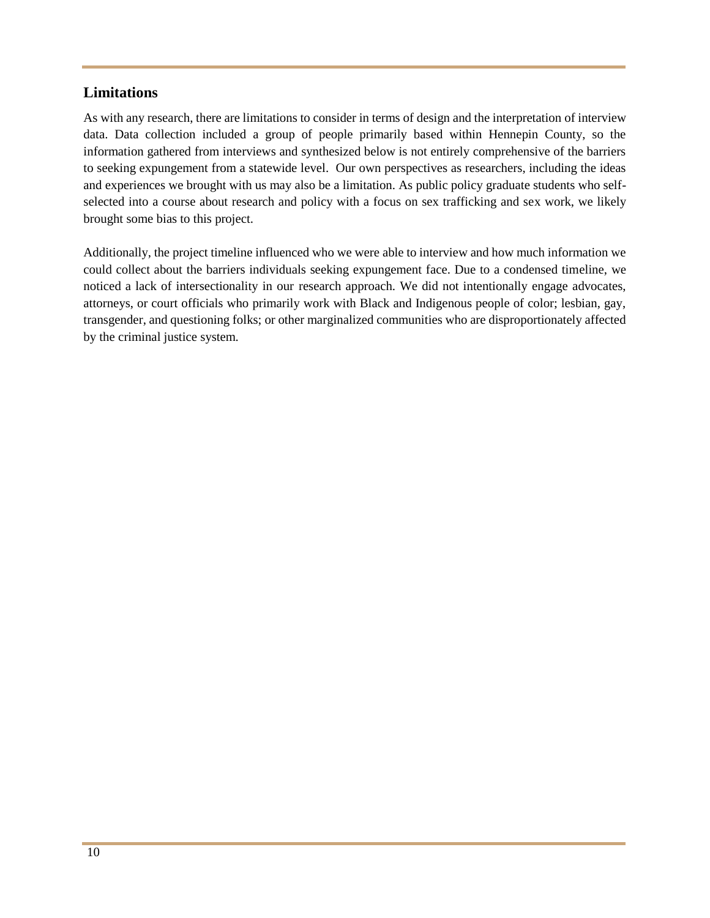## Limitations

As with any research, there are limitations to consider in terms of design and the interpretation of interview data. Data collection included a group of people primarily based within Hennepin County, so the information gathered from interviews and synthesized below is not entirely comprehensive of the barriers to seeking expungement from a statewide level. Our own perspectives as researchers, including the ideas and experiences we brought with us may also be a limitation. As public policy graduate students who self-selected into a course about research and policy with a focus on sex trafficking and sex work, we likely brought some bias to this project.

Additionally, the project timeline influenced who we were able to interview and how much information we could collect about the barriers individuals seeking expungement face. Due to a condensed timeline, we noticed a lack of intersectionality in our research approach. We did not intentionally engage advocates, attorneys, or court officials who primarily work with Black and Indigenous people of color; lesbian, gay, transgender, and questioning folks; or other marginalized communities who are disproportionately affected by the criminal justice system.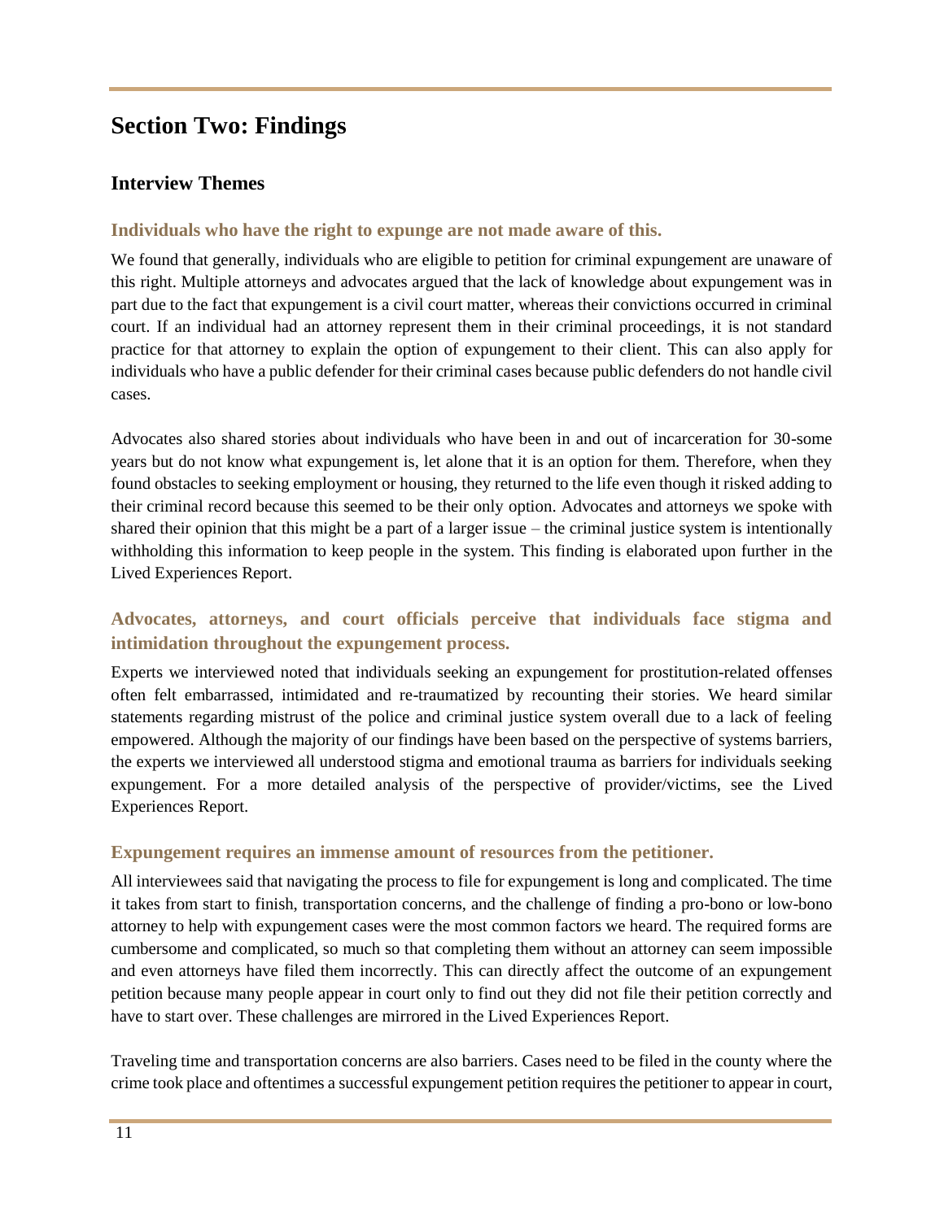# Section Two: Findings

## Interview Themes

### Individuals who have the right to expunge are not made aware of this.

We found that generally, individuals who are eligible to petition for criminal expungement are unaware of this right. Multiple attorneys and advocates argued that the lack of knowledge about expungement was in part due to the fact that expungement is a civil court matter, whereas their convictions occurred in criminal court. If an individual had an attorney represent them in their criminal proceedings, it is not standard practice for that attorney to explain the option of expungement to their client. This can also apply for individuals who have a public defender for their criminal cases because public defenders do not handle civil cases.

Advocates also shared stories about individuals who have been in and out of incarceration for 30-some years but do not know what expungement is, let alone that it is an option for them. Therefore, when they found obstacles to seeking employment or housing, they returned to the life even though it risked adding to their criminal record because this seemed to be their only option. Advocates and attorneys we spoke with shared their opinion that this might be a part of a larger issue – the criminal justice system is intentionally withholding this information to keep people in the system. This finding is elaborated upon further in the Lived Experiences Report.

### Advocates, attorneys, and court officials perceive that individuals face stigma and intimidation throughout the expungement process.

Experts we interviewed noted that individuals seeking an expungement for prostitution-related offenses often felt embarrassed, intimidated and re-traumatized by recounting their stories. We heard similar statements regarding mistrust of the police and criminal justice system overall due to a lack of feeling empowered. Although the majority of our findings have been based on the perspective of systems barriers, the experts we interviewed all understood stigma and emotional trauma as barriers for individuals seeking expungement. For a more detailed analysis of the perspective of provider/victims, see the Lived Experiences Report.

### Expungement requires an immense amount of resources from the petitioner.

All interviewees said that navigating the process to file for expungement is long and complicated. The time it takes from start to finish, transportation concerns, and the challenge of finding a pro-bono or low-bono attorney to help with expungement cases were the most common factors we heard. The required forms are cumbersome and complicated, so much so that completing them without an attorney can seem impossible and even attorneys have filed them incorrectly. This can directly affect the outcome of an expungement petition because many people appear in court only to find out they did not file their petition correctly and have to start over. These challenges are mirrored in the Lived Experiences Report.

Traveling time and transportation concerns are also barriers. Cases need to be filed in the county where the crime took place and oftentimes a successful expungement petition requires the petitioner to appear in court,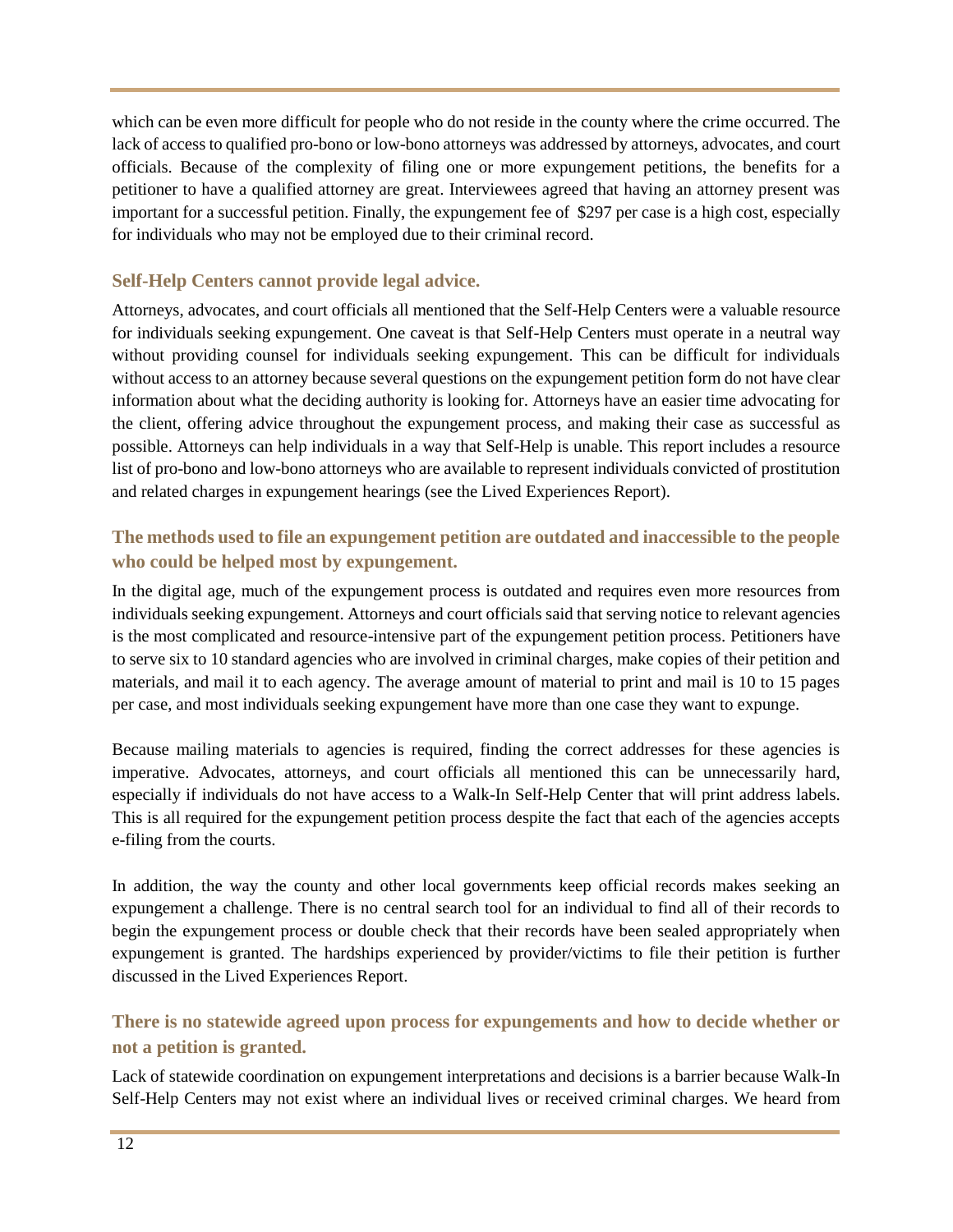which can be even more difficult for people who do not reside in the county where the crime occurred. The lack of access to qualified pro-bono or low-bono attorneys was addressed by attorneys, advocates, and court officials. Because of the complexity of filing one or more expungement petitions, the benefits for a petitioner to have a qualified attorney are great. Interviewees agreed that having an attorney present was important for a successful petition. Finally, the expungement fee of $297 per case is a high cost, especially for individuals who may not be employed due to their criminal record.

### Self-Help Centers cannot provide legal advice.

Attorneys, advocates, and court officials all mentioned that the Self-Help Centers were a valuable resource for individuals seeking expungement. One caveat is that Self-Help Centers must operate in a neutral way without providing counsel for individuals seeking expungement. This can be difficult for individuals without access to an attorney because several questions on the expungement petition form do not have clear information about what the deciding authority is looking for. Attorneys have an easier time advocating for the client, offering advice throughout the expungement process, and making their case as successful as possible. Attorneys can help individuals in a way that Self-Help is unable. This report includes a resource list of pro-bono and low-bono attorneys who are available to represent individuals convicted of prostitution and related charges in expungement hearings (see the Lived Experiences Report).

### The methods used to file an expungement petition are outdated and inaccessible to the people who could be helped most by expungement.

In the digital age, much of the expungement process is outdated and requires even more resources from individuals seeking expungement. Attorneys and court officials said that serving notice to relevant agencies is the most complicated and resource-intensive part of the expungement petition process. Petitioners have to serve six to 10 standard agencies who are involved in criminal charges, make copies of their petition and materials, and mail it to each agency. The average amount of material to print and mail is 10 to 15 pages per case, and most individuals seeking expungement have more than one case they want to expunge.

Because mailing materials to agencies is required, finding the correct addresses for these agencies is imperative. Advocates, attorneys, and court officials all mentioned this can be unnecessarily hard, especially if individuals do not have access to a Walk-In Self-Help Center that will print address labels. This is all required for the expungement petition process despite the fact that each of the agencies accepts e-filing from the courts.

In addition, the way the county and other local governments keep official records makes seeking an expungement a challenge. There is no central search tool for an individual to find all of their records to begin the expungement process or double check that their records have been sealed appropriately when expungement is granted. The hardships experienced by provider/victims to file their petition is further discussed in the Lived Experiences Report.

### There is no statewide agreed upon process for expungements and how to decide whether or not a petition is granted.

Lack of statewide coordination on expungement interpretations and decisions is a barrier because Walk-In Self-Help Centers may not exist where an individual lives or received criminal charges. We heard from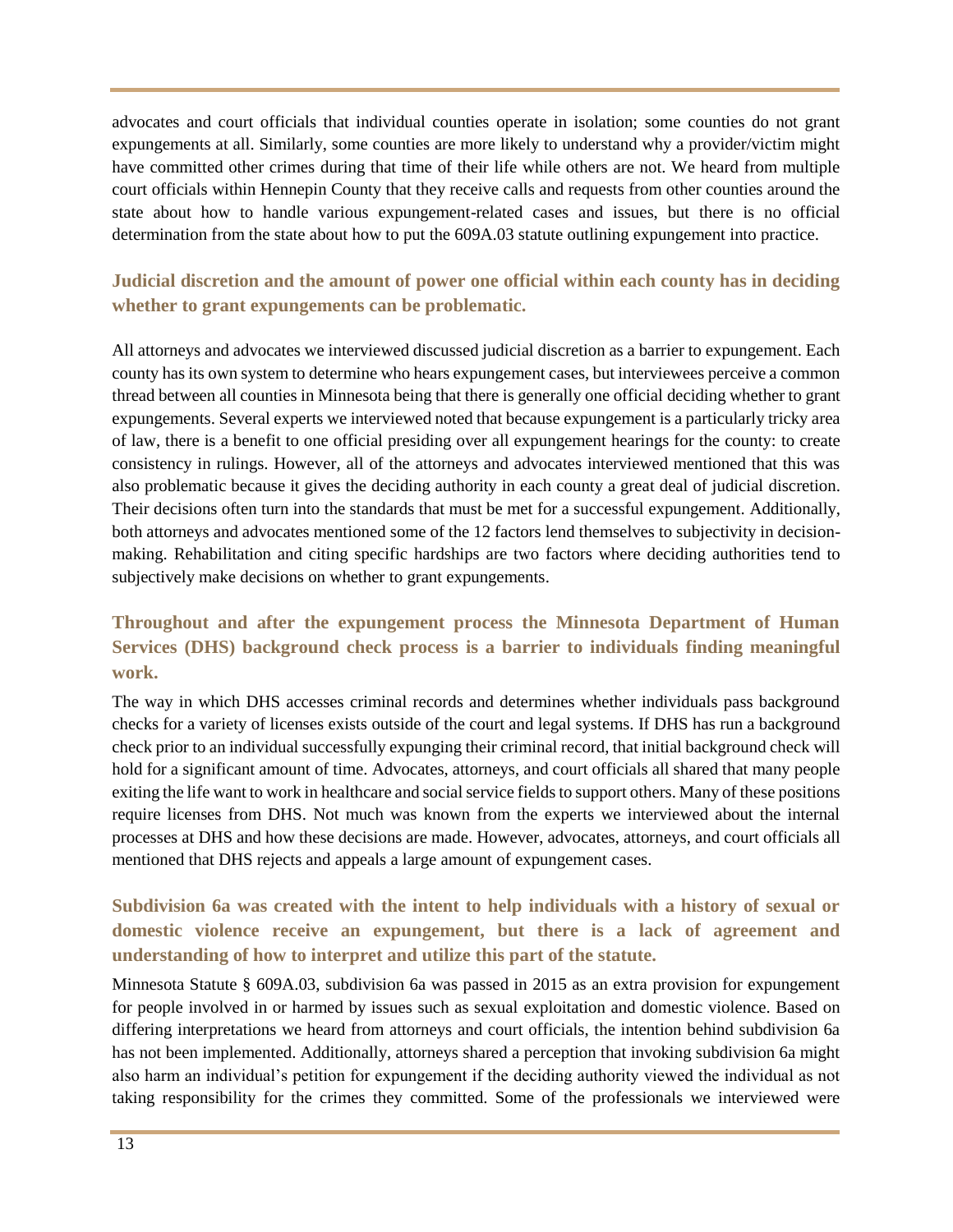advocates and court officials that individual counties operate in isolation; some counties do not grant expungements at all. Similarly, some counties are more likely to understand why a provider/victim might have committed other crimes during that time of their life while others are not. We heard from multiple court officials within Hennepin County that they receive calls and requests from other counties around the state about how to handle various expungement-related cases and issues, but there is no official determination from the state about how to put the 609A.03 statute outlining expungement into practice.

### Judicial discretion and the amount of power one official within each county has in deciding whether to grant expungements can be problematic.

All attorneys and advocates we interviewed discussed judicial discretion as a barrier to expungement. Each county has its own system to determine who hears expungement cases, but interviewees perceive a common thread between all counties in Minnesota being that there is generally one official deciding whether to grant expungements. Several experts we interviewed noted that because expungement is a particularly tricky area of law, there is a benefit to one official presiding over all expungement hearings for the county: to create consistency in rulings. However, all of the attorneys and advocates interviewed mentioned that this was also problematic because it gives the deciding authority in each county a great deal of judicial discretion. Their decisions often turn into the standards that must be met for a successful expungement. Additionally, both attorneys and advocates mentioned some of the 12 factors lend themselves to subjectivity in decision-making. Rehabilitation and citing specific hardships are two factors where deciding authorities tend to subjectively make decisions on whether to grant expungements.

### Throughout and after the expungement process the Minnesota Department of Human Services (DHS) background check process is a barrier to individuals finding meaningful work.

The way in which DHS accesses criminal records and determines whether individuals pass background checks for a variety of licenses exists outside of the court and legal systems. If DHS has run a background check prior to an individual successfully expunging their criminal record, that initial background check will hold for a significant amount of time. Advocates, attorneys, and court officials all shared that many people exiting the life want to work in healthcare and social service fields to support others. Many of these positions require licenses from DHS. Not much was known from the experts we interviewed about the internal processes at DHS and how these decisions are made. However, advocates, attorneys, and court officials all mentioned that DHS rejects and appeals a large amount of expungement cases.

### Subdivision 6a was created with the intent to help individuals with a history of sexual or domestic violence receive an expungement, but there is a lack of agreement and understanding of how to interpret and utilize this part of the statute.

Minnesota Statute § 609A.03, subdivision 6a was passed in 2015 as an extra provision for expungement for people involved in or harmed by issues such as sexual exploitation and domestic violence. Based on differing interpretations we heard from attorneys and court officials, the intention behind subdivision 6a has not been implemented. Additionally, attorneys shared a perception that invoking subdivision 6a might also harm an individual's petition for expungement if the deciding authority viewed the individual as not taking responsibility for the crimes they committed. Some of the professionals we interviewed were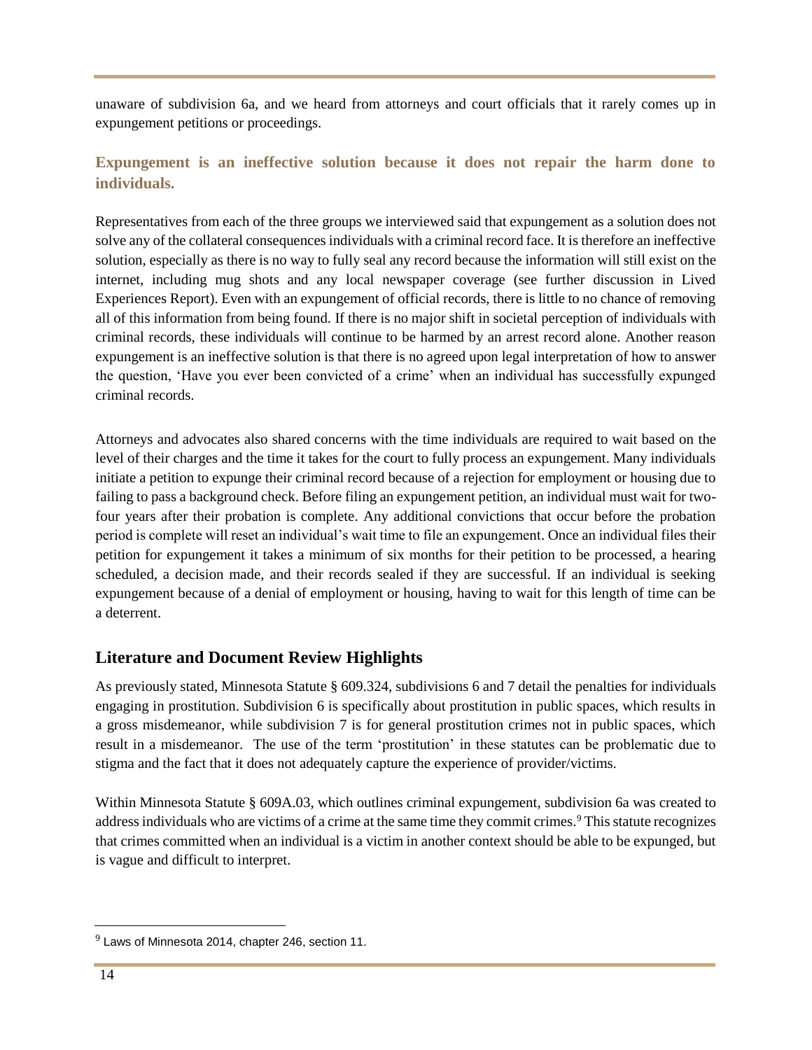unaware of subdivision 6a, and we heard from attorneys and court officials that it rarely comes up in expungement petitions or proceedings.

### Expungement is an ineffective solution because it does not repair the harm done to individuals.

Representatives from each of the three groups we interviewed said that expungement as a solution does not solve any of the collateral consequences individuals with a criminal record face. It is therefore an ineffective solution, especially as there is no way to fully seal any record because the information will still exist on the internet, including mug shots and any local newspaper coverage (see further discussion in Lived Experiences Report). Even with an expungement of official records, there is little to no chance of removing all of this information from being found. If there is no major shift in societal perception of individuals with criminal records, these individuals will continue to be harmed by an arrest record alone. Another reason expungement is an ineffective solution is that there is no agreed upon legal interpretation of how to answer the question, 'Have you ever been convicted of a crime' when an individual has successfully expunged criminal records.

Attorneys and advocates also shared concerns with the time individuals are required to wait based on the level of their charges and the time it takes for the court to fully process an expungement. Many individuals initiate a petition to expunge their criminal record because of a rejection for employment or housing due to failing to pass a background check. Before filing an expungement petition, an individual must wait for two-four years after their probation is complete. Any additional convictions that occur before the probation period is complete will reset an individual's wait time to file an expungement. Once an individual files their petition for expungement it takes a minimum of six months for their petition to be processed, a hearing scheduled, a decision made, and their records sealed if they are successful. If an individual is seeking expungement because of a denial of employment or housing, having to wait for this length of time can be a deterrent.

## Literature and Document Review Highlights

As previously stated, Minnesota Statute § 609.324, subdivisions 6 and 7 detail the penalties for individuals engaging in prostitution. Subdivision 6 is specifically about prostitution in public spaces, which results in a gross misdemeanor, while subdivision 7 is for general prostitution crimes not in public spaces, which result in a misdemeanor. The use of the term 'prostitution' in these statutes can be problematic due to stigma and the fact that it does not adequately capture the experience of provider/victims.

Within Minnesota Statute § 609A.03, which outlines criminal expungement, subdivision 6a was created to address individuals who are victims of a crime at the same time they commit crimes.[9] This statute recognizes that crimes committed when an individual is a victim in another context should be able to be expunged, but is vague and difficult to interpret.

[9] Laws of Minnesota 2014, chapter 246, section 11.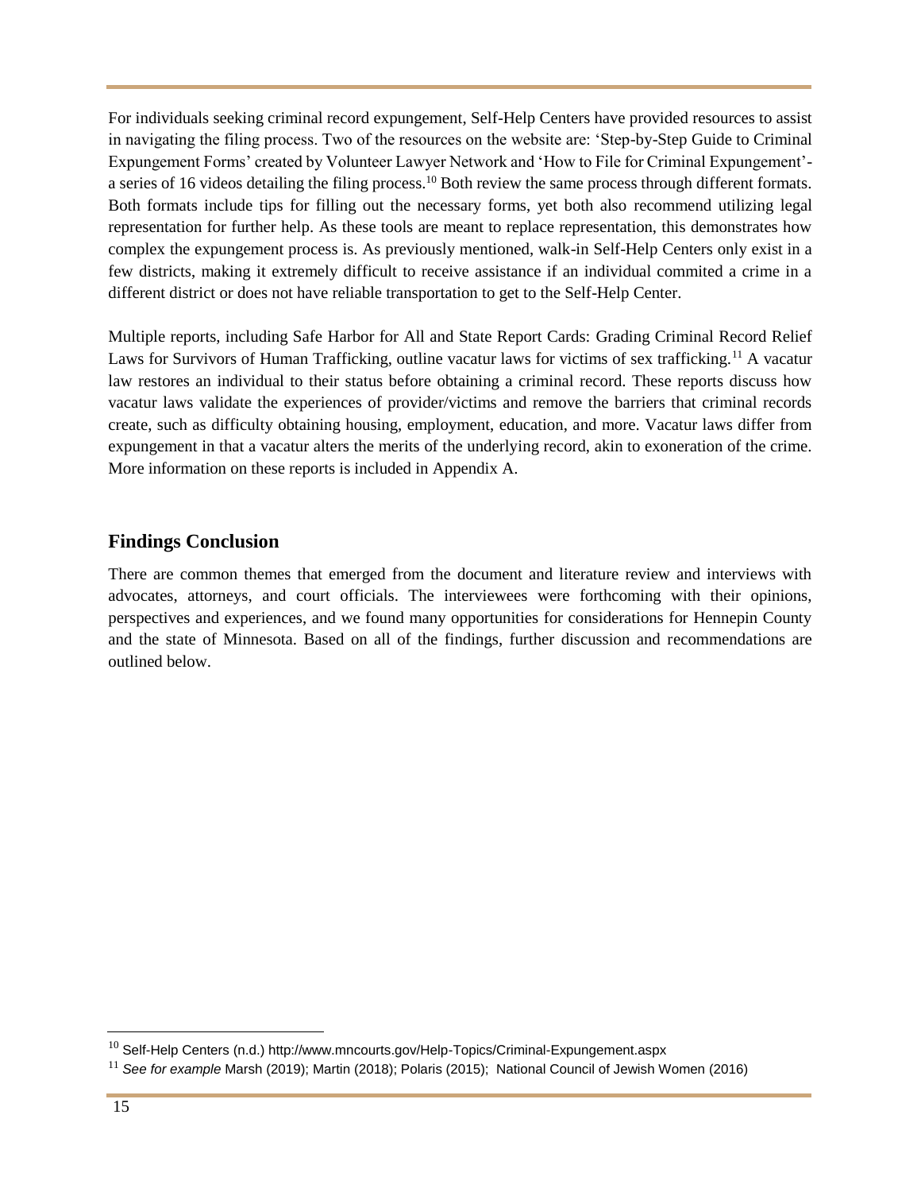For individuals seeking criminal record expungement, Self-Help Centers have provided resources to assist in navigating the filing process. Two of the resources on the website are: 'Step-by-Step Guide to Criminal Expungement Forms' created by Volunteer Lawyer Network and 'How to File for Criminal Expungement'- a series of 16 videos detailing the filing process.[10] Both review the same process through different formats. Both formats include tips for filling out the necessary forms, yet both also recommend utilizing legal representation for further help. As these tools are meant to replace representation, this demonstrates how complex the expungement process is. As previously mentioned, walk-in Self-Help Centers only exist in a few districts, making it extremely difficult to receive assistance if an individual commited a crime in a different district or does not have reliable transportation to get to the Self-Help Center.

Multiple reports, including Safe Harbor for All and State Report Cards: Grading Criminal Record Relief Laws for Survivors of Human Trafficking, outline vacatur laws for victims of sex trafficking.[11] A vacatur law restores an individual to their status before obtaining a criminal record. These reports discuss how vacatur laws validate the experiences of provider/victims and remove the barriers that criminal records create, such as difficulty obtaining housing, employment, education, and more. Vacatur laws differ from expungement in that a vacatur alters the merits of the underlying record, akin to exoneration of the crime. More information on these reports is included in Appendix A.

## Findings Conclusion

There are common themes that emerged from the document and literature review and interviews with advocates, attorneys, and court officials. The interviewees were forthcoming with their opinions, perspectives and experiences, and we found many opportunities for considerations for Hennepin County and the state of Minnesota. Based on all of the findings, further discussion and recommendations are outlined below.

---

[10] Self-Help Centers (n.d.) http://www.mncourts.gov/Help-Topics/Criminal-Expungement.aspx

[11] *See for example* Marsh (2019); Martin (2018); Polaris (2015); National Council of Jewish Women (2016)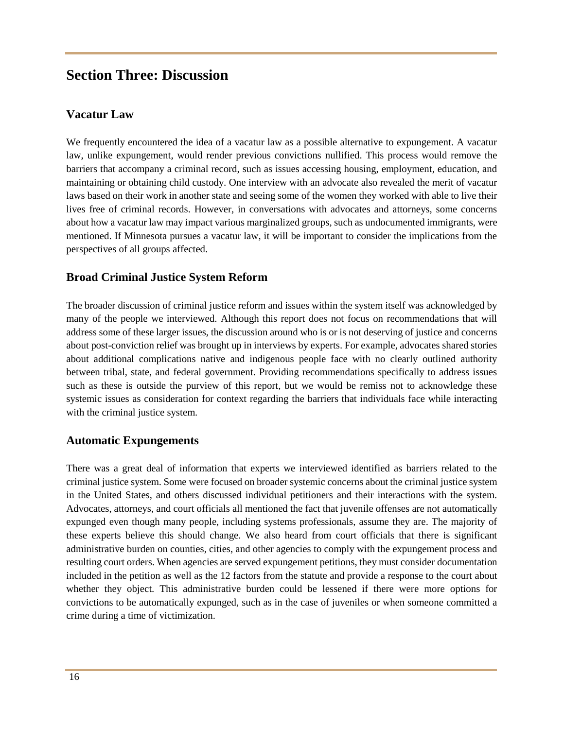# Section Three: Discussion

## Vacatur Law

We frequently encountered the idea of a vacatur law as a possible alternative to expungement. A vacatur law, unlike expungement, would render previous convictions nullified. This process would remove the barriers that accompany a criminal record, such as issues accessing housing, employment, education, and maintaining or obtaining child custody. One interview with an advocate also revealed the merit of vacatur laws based on their work in another state and seeing some of the women they worked with able to live their lives free of criminal records. However, in conversations with advocates and attorneys, some concerns about how a vacatur law may impact various marginalized groups, such as undocumented immigrants, were mentioned. If Minnesota pursues a vacatur law, it will be important to consider the implications from the perspectives of all groups affected.

## Broad Criminal Justice System Reform

The broader discussion of criminal justice reform and issues within the system itself was acknowledged by many of the people we interviewed. Although this report does not focus on recommendations that will address some of these larger issues, the discussion around who is or is not deserving of justice and concerns about post-conviction relief was brought up in interviews by experts. For example, advocates shared stories about additional complications native and indigenous people face with no clearly outlined authority between tribal, state, and federal government. Providing recommendations specifically to address issues such as these is outside the purview of this report, but we would be remiss not to acknowledge these systemic issues as consideration for context regarding the barriers that individuals face while interacting with the criminal justice system.

## Automatic Expungements

There was a great deal of information that experts we interviewed identified as barriers related to the criminal justice system. Some were focused on broader systemic concerns about the criminal justice system in the United States, and others discussed individual petitioners and their interactions with the system. Advocates, attorneys, and court officials all mentioned the fact that juvenile offenses are not automatically expunged even though many people, including systems professionals, assume they are. The majority of these experts believe this should change. We also heard from court officials that there is significant administrative burden on counties, cities, and other agencies to comply with the expungement process and resulting court orders. When agencies are served expungement petitions, they must consider documentation included in the petition as well as the 12 factors from the statute and provide a response to the court about whether they object. This administrative burden could be lessened if there were more options for convictions to be automatically expunged, such as in the case of juveniles or when someone committed a crime during a time of victimization.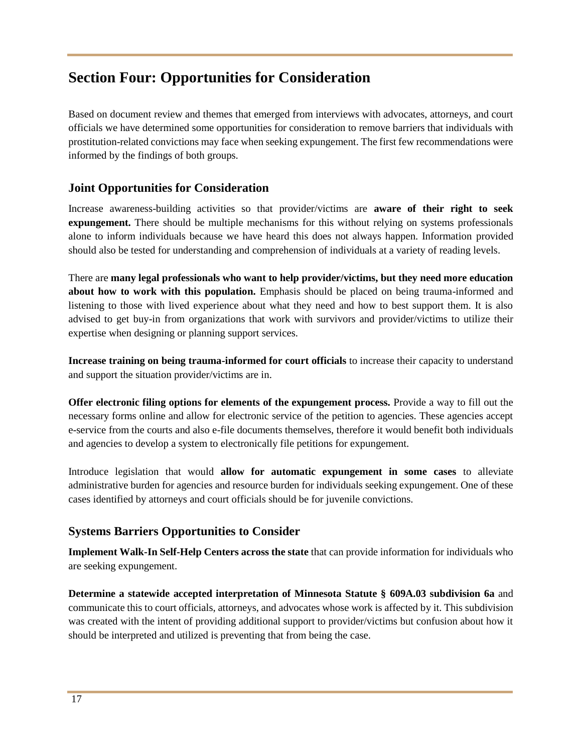## Section Four: Opportunities for Consideration

Based on document review and themes that emerged from interviews with advocates, attorneys, and court officials we have determined some opportunities for consideration to remove barriers that individuals with prostitution-related convictions may face when seeking expungement. The first few recommendations were informed by the findings of both groups.

### Joint Opportunities for Consideration

Increase awareness-building activities so that provider/victims are **aware of their right to seek expungement.** There should be multiple mechanisms for this without relying on systems professionals alone to inform individuals because we have heard this does not always happen. Information provided should also be tested for understanding and comprehension of individuals at a variety of reading levels.

There are **many legal professionals who want to help provider/victims, but they need more education about how to work with this population.** Emphasis should be placed on being trauma-informed and listening to those with lived experience about what they need and how to best support them. It is also advised to get buy-in from organizations that work with survivors and provider/victims to utilize their expertise when designing or planning support services.

**Increase training on being trauma-informed for court officials** to increase their capacity to understand and support the situation provider/victims are in.

**Offer electronic filing options for elements of the expungement process.** Provide a way to fill out the necessary forms online and allow for electronic service of the petition to agencies. These agencies accept e-service from the courts and also e-file documents themselves, therefore it would benefit both individuals and agencies to develop a system to electronically file petitions for expungement.

Introduce legislation that would **allow for automatic expungement in some cases** to alleviate administrative burden for agencies and resource burden for individuals seeking expungement. One of these cases identified by attorneys and court officials should be for juvenile convictions.

### Systems Barriers Opportunities to Consider

**Implement Walk-In Self-Help Centers across the state** that can provide information for individuals who are seeking expungement.

**Determine a statewide accepted interpretation of Minnesota Statute § 609A.03 subdivision 6a** and communicate this to court officials, attorneys, and advocates whose work is affected by it. This subdivision was created with the intent of providing additional support to provider/victims but confusion about how it should be interpreted and utilized is preventing that from being the case.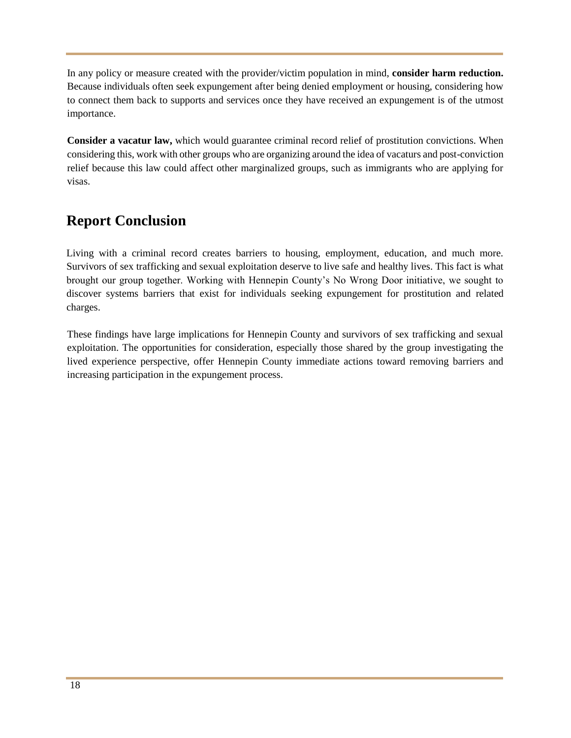In any policy or measure created with the provider/victim population in mind, **consider harm reduction.** Because individuals often seek expungement after being denied employment or housing, considering how to connect them back to supports and services once they have received an expungement is of the utmost importance.

**Consider a vacatur law,** which would guarantee criminal record relief of prostitution convictions. When considering this, work with other groups who are organizing around the idea of vacaturs and post-conviction relief because this law could affect other marginalized groups, such as immigrants who are applying for visas.

## Report Conclusion

Living with a criminal record creates barriers to housing, employment, education, and much more. Survivors of sex trafficking and sexual exploitation deserve to live safe and healthy lives. This fact is what brought our group together. Working with Hennepin County's No Wrong Door initiative, we sought to discover systems barriers that exist for individuals seeking expungement for prostitution and related charges.

These findings have large implications for Hennepin County and survivors of sex trafficking and sexual exploitation. The opportunities for consideration, especially those shared by the group investigating the lived experience perspective, offer Hennepin County immediate actions toward removing barriers and increasing participation in the expungement process.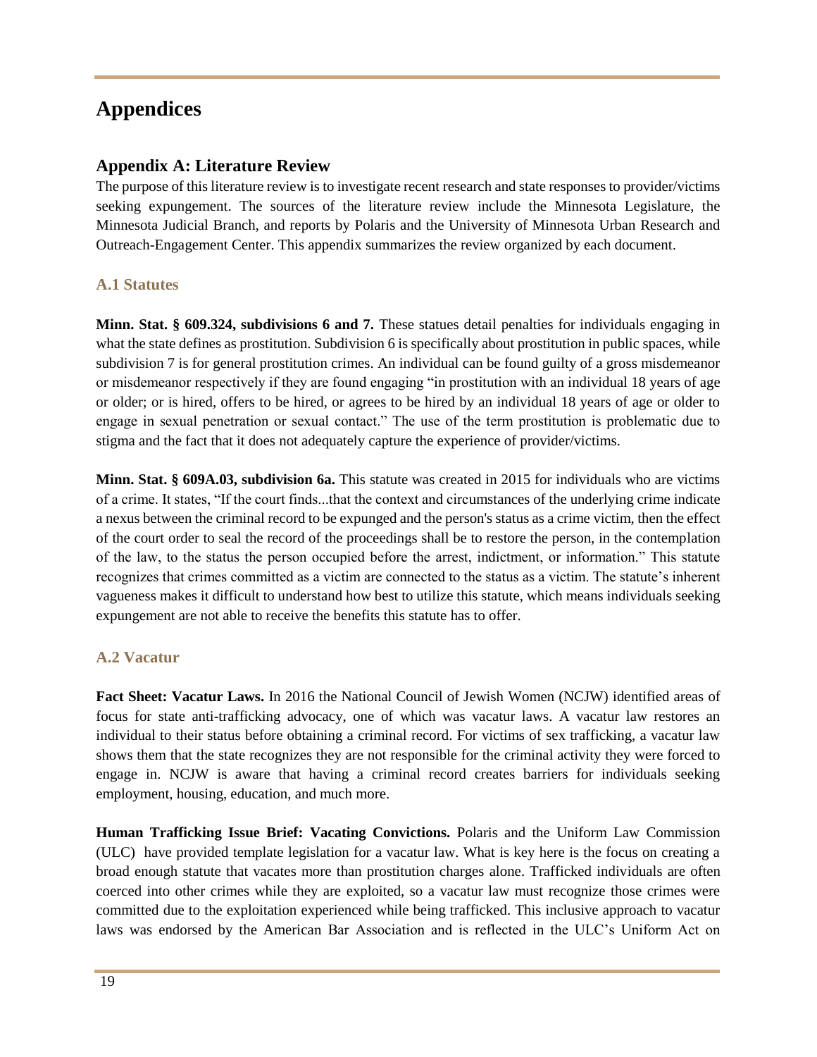# Appendices

## Appendix A: Literature Review

The purpose of this literature review is to investigate recent research and state responses to provider/victims seeking expungement. The sources of the literature review include the Minnesota Legislature, the Minnesota Judicial Branch, and reports by Polaris and the University of Minnesota Urban Research and Outreach-Engagement Center. This appendix summarizes the review organized by each document.

### A.1 Statutes

**Minn. Stat. § 609.324, subdivisions 6 and 7.** These statues detail penalties for individuals engaging in what the state defines as prostitution. Subdivision 6 is specifically about prostitution in public spaces, while subdivision 7 is for general prostitution crimes. An individual can be found guilty of a gross misdemeanor or misdemeanor respectively if they are found engaging "in prostitution with an individual 18 years of age or older; or is hired, offers to be hired, or agrees to be hired by an individual 18 years of age or older to engage in sexual penetration or sexual contact." The use of the term prostitution is problematic due to stigma and the fact that it does not adequately capture the experience of provider/victims.

**Minn. Stat. § 609A.03, subdivision 6a.** This statute was created in 2015 for individuals who are victims of a crime. It states, "If the court finds...that the context and circumstances of the underlying crime indicate a nexus between the criminal record to be expunged and the person's status as a crime victim, then the effect of the court order to seal the record of the proceedings shall be to restore the person, in the contemplation of the law, to the status the person occupied before the arrest, indictment, or information." This statute recognizes that crimes committed as a victim are connected to the status as a victim. The statute's inherent vagueness makes it difficult to understand how best to utilize this statute, which means individuals seeking expungement are not able to receive the benefits this statute has to offer.

### A.2 Vacatur

**Fact Sheet: Vacatur Laws.** In 2016 the National Council of Jewish Women (NCJW) identified areas of focus for state anti-trafficking advocacy, one of which was vacatur laws. A vacatur law restores an individual to their status before obtaining a criminal record. For victims of sex trafficking, a vacatur law shows them that the state recognizes they are not responsible for the criminal activity they were forced to engage in. NCJW is aware that having a criminal record creates barriers for individuals seeking employment, housing, education, and much more.

**Human Trafficking Issue Brief: Vacating Convictions.** Polaris and the Uniform Law Commission (ULC) have provided template legislation for a vacatur law. What is key here is the focus on creating a broad enough statute that vacates more than prostitution charges alone. Trafficked individuals are often coerced into other crimes while they are exploited, so a vacatur law must recognize those crimes were committed due to the exploitation experienced while being trafficked. This inclusive approach to vacatur laws was endorsed by the American Bar Association and is reflected in the ULC's Uniform Act on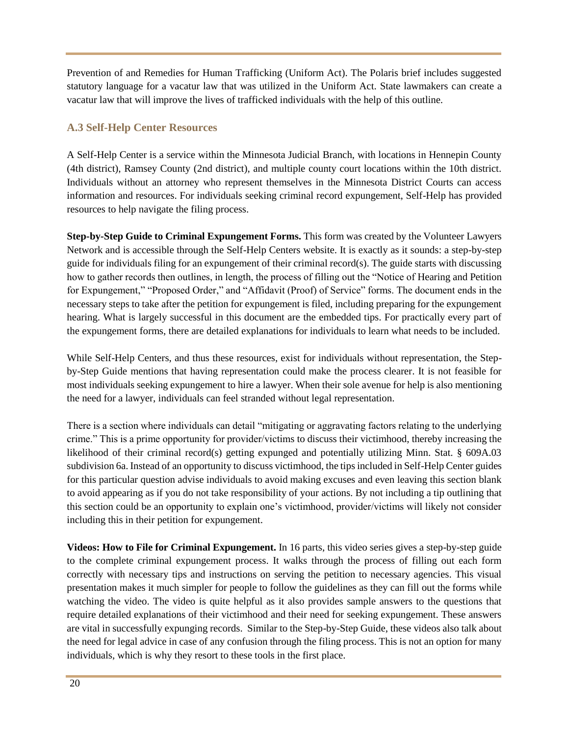Prevention of and Remedies for Human Trafficking (Uniform Act). The Polaris brief includes suggested statutory language for a vacatur law that was utilized in the Uniform Act. State lawmakers can create a vacatur law that will improve the lives of trafficked individuals with the help of this outline.

### A.3 Self-Help Center Resources

A Self-Help Center is a service within the Minnesota Judicial Branch, with locations in Hennepin County (4th district), Ramsey County (2nd district), and multiple county court locations within the 10th district. Individuals without an attorney who represent themselves in the Minnesota District Courts can access information and resources. For individuals seeking criminal record expungement, Self-Help has provided resources to help navigate the filing process.

**Step-by-Step Guide to Criminal Expungement Forms.** This form was created by the Volunteer Lawyers Network and is accessible through the Self-Help Centers website. It is exactly as it sounds: a step-by-step guide for individuals filing for an expungement of their criminal record(s). The guide starts with discussing how to gather records then outlines, in length, the process of filling out the "Notice of Hearing and Petition for Expungement," "Proposed Order," and "Affidavit (Proof) of Service" forms. The document ends in the necessary steps to take after the petition for expungement is filed, including preparing for the expungement hearing. What is largely successful in this document are the embedded tips. For practically every part of the expungement forms, there are detailed explanations for individuals to learn what needs to be included.

While Self-Help Centers, and thus these resources, exist for individuals without representation, the Step-by-Step Guide mentions that having representation could make the process clearer. It is not feasible for most individuals seeking expungement to hire a lawyer. When their sole avenue for help is also mentioning the need for a lawyer, individuals can feel stranded without legal representation.

There is a section where individuals can detail "mitigating or aggravating factors relating to the underlying crime." This is a prime opportunity for provider/victims to discuss their victimhood, thereby increasing the likelihood of their criminal record(s) getting expunged and potentially utilizing Minn. Stat. § 609A.03 subdivision 6a. Instead of an opportunity to discuss victimhood, the tips included in Self-Help Center guides for this particular question advise individuals to avoid making excuses and even leaving this section blank to avoid appearing as if you do not take responsibility of your actions. By not including a tip outlining that this section could be an opportunity to explain one's victimhood, provider/victims will likely not consider including this in their petition for expungement.

**Videos: How to File for Criminal Expungement.** In 16 parts, this video series gives a step-by-step guide to the complete criminal expungement process. It walks through the process of filling out each form correctly with necessary tips and instructions on serving the petition to necessary agencies. This visual presentation makes it much simpler for people to follow the guidelines as they can fill out the forms while watching the video. The video is quite helpful as it also provides sample answers to the questions that require detailed explanations of their victimhood and their need for seeking expungement. These answers are vital in successfully expunging records. Similar to the Step-by-Step Guide, these videos also talk about the need for legal advice in case of any confusion through the filing process. This is not an option for many individuals, which is why they resort to these tools in the first place.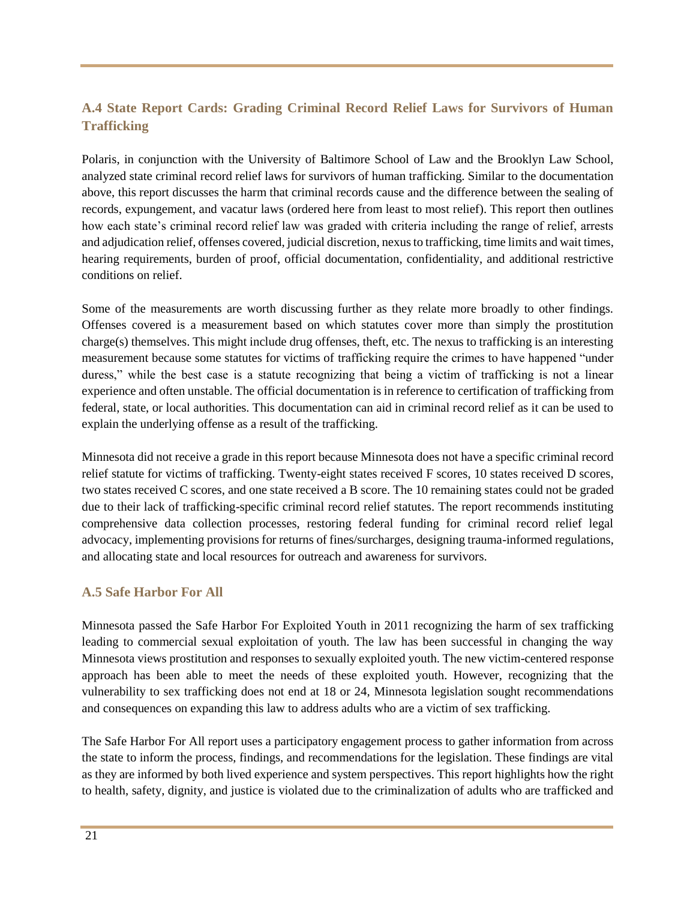### A.4 State Report Cards: Grading Criminal Record Relief Laws for Survivors of Human Trafficking

Polaris, in conjunction with the University of Baltimore School of Law and the Brooklyn Law School, analyzed state criminal record relief laws for survivors of human trafficking. Similar to the documentation above, this report discusses the harm that criminal records cause and the difference between the sealing of records, expungement, and vacatur laws (ordered here from least to most relief). This report then outlines how each state's criminal record relief law was graded with criteria including the range of relief, arrests and adjudication relief, offenses covered, judicial discretion, nexus to trafficking, time limits and wait times, hearing requirements, burden of proof, official documentation, confidentiality, and additional restrictive conditions on relief.

Some of the measurements are worth discussing further as they relate more broadly to other findings. Offenses covered is a measurement based on which statutes cover more than simply the prostitution charge(s) themselves. This might include drug offenses, theft, etc. The nexus to trafficking is an interesting measurement because some statutes for victims of trafficking require the crimes to have happened "under duress," while the best case is a statute recognizing that being a victim of trafficking is not a linear experience and often unstable. The official documentation is in reference to certification of trafficking from federal, state, or local authorities. This documentation can aid in criminal record relief as it can be used to explain the underlying offense as a result of the trafficking.

Minnesota did not receive a grade in this report because Minnesota does not have a specific criminal record relief statute for victims of trafficking. Twenty-eight states received F scores, 10 states received D scores, two states received C scores, and one state received a B score. The 10 remaining states could not be graded due to their lack of trafficking-specific criminal record relief statutes. The report recommends instituting comprehensive data collection processes, restoring federal funding for criminal record relief legal advocacy, implementing provisions for returns of fines/surcharges, designing trauma-informed regulations, and allocating state and local resources for outreach and awareness for survivors.

### A.5 Safe Harbor For All

Minnesota passed the Safe Harbor For Exploited Youth in 2011 recognizing the harm of sex trafficking leading to commercial sexual exploitation of youth. The law has been successful in changing the way Minnesota views prostitution and responses to sexually exploited youth. The new victim-centered response approach has been able to meet the needs of these exploited youth. However, recognizing that the vulnerability to sex trafficking does not end at 18 or 24, Minnesota legislation sought recommendations and consequences on expanding this law to address adults who are a victim of sex trafficking.

The Safe Harbor For All report uses a participatory engagement process to gather information from across the state to inform the process, findings, and recommendations for the legislation. These findings are vital as they are informed by both lived experience and system perspectives. This report highlights how the right to health, safety, dignity, and justice is violated due to the criminalization of adults who are trafficked and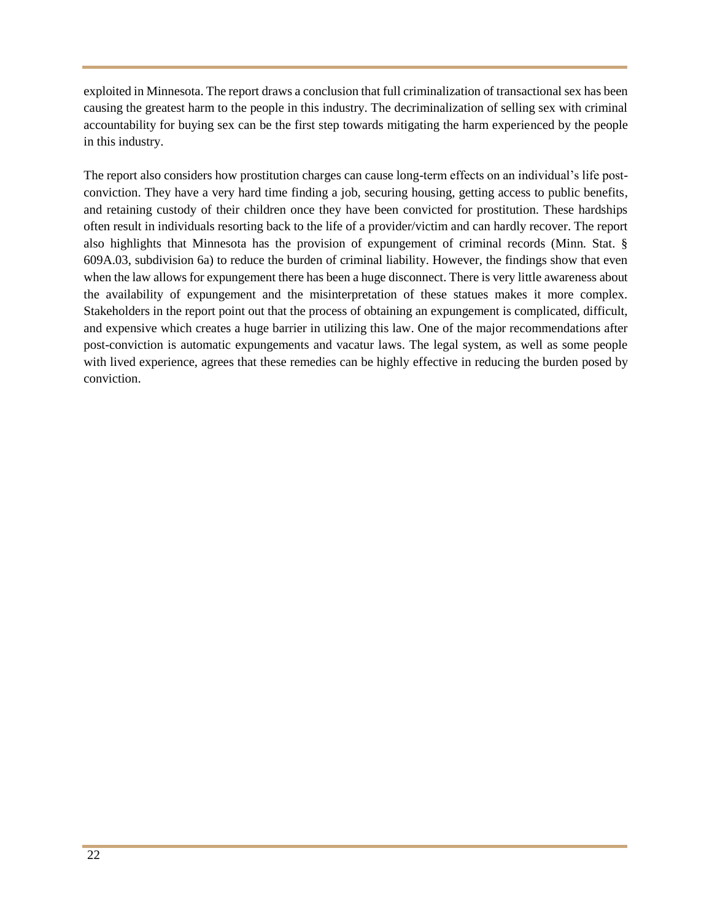exploited in Minnesota. The report draws a conclusion that full criminalization of transactional sex has been causing the greatest harm to the people in this industry. The decriminalization of selling sex with criminal accountability for buying sex can be the first step towards mitigating the harm experienced by the people in this industry.

The report also considers how prostitution charges can cause long-term effects on an individual's life post-conviction. They have a very hard time finding a job, securing housing, getting access to public benefits, and retaining custody of their children once they have been convicted for prostitution. These hardships often result in individuals resorting back to the life of a provider/victim and can hardly recover. The report also highlights that Minnesota has the provision of expungement of criminal records (Minn. Stat. § 609A.03, subdivision 6a) to reduce the burden of criminal liability. However, the findings show that even when the law allows for expungement there has been a huge disconnect. There is very little awareness about the availability of expungement and the misinterpretation of these statues makes it more complex. Stakeholders in the report point out that the process of obtaining an expungement is complicated, difficult, and expensive which creates a huge barrier in utilizing this law. One of the major recommendations after post-conviction is automatic expungements and vacatur laws. The legal system, as well as some people with lived experience, agrees that these remedies can be highly effective in reducing the burden posed by conviction.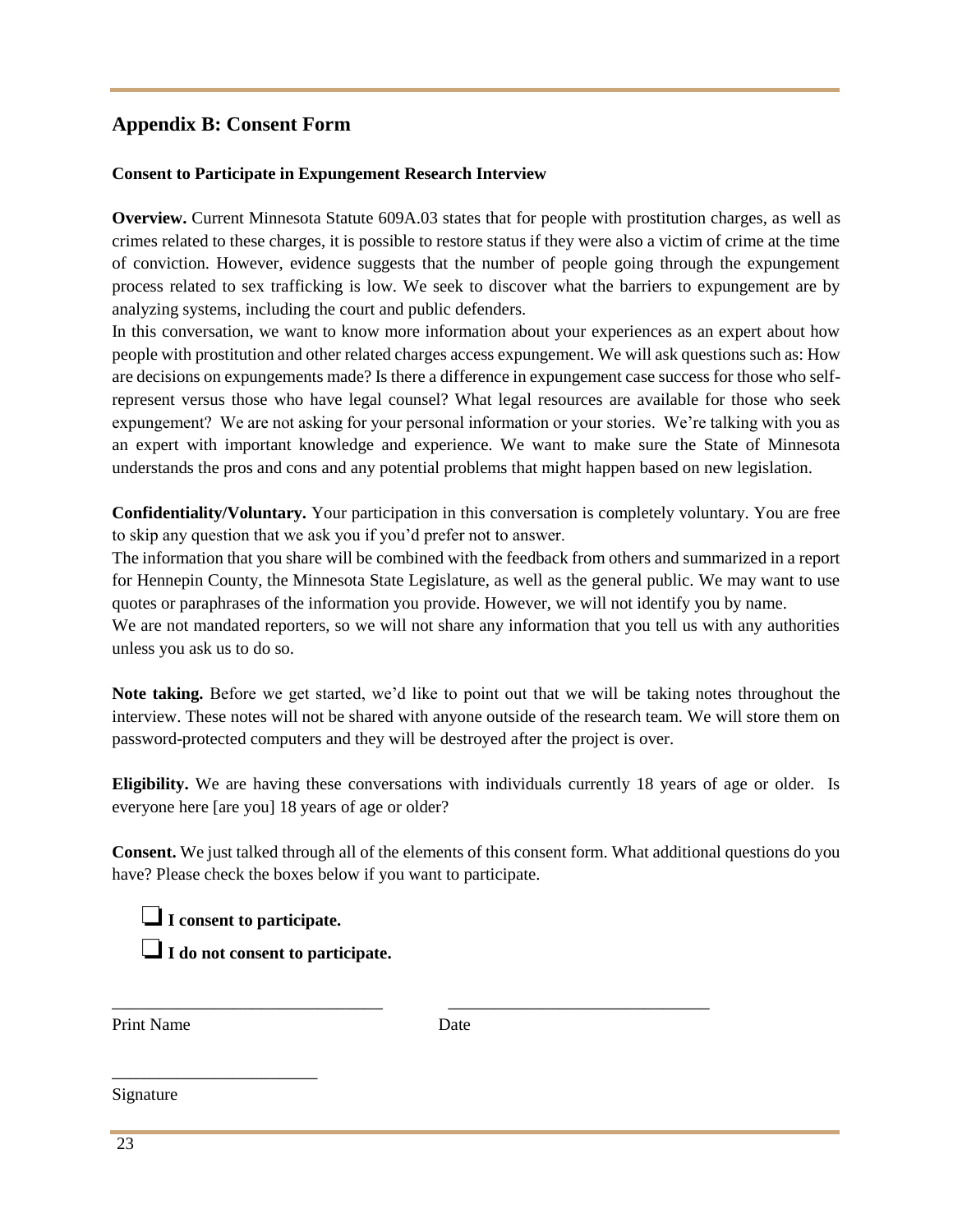## Appendix B: Consent Form

**Consent to Participate in Expungement Research Interview**

**Overview.** Current Minnesota Statute 609A.03 states that for people with prostitution charges, as well as crimes related to these charges, it is possible to restore status if they were also a victim of crime at the time of conviction. However, evidence suggests that the number of people going through the expungement process related to sex trafficking is low. We seek to discover what the barriers to expungement are by analyzing systems, including the court and public defenders.

In this conversation, we want to know more information about your experiences as an expert about how people with prostitution and other related charges access expungement. We will ask questions such as: How are decisions on expungements made? Is there a difference in expungement case success for those who self-represent versus those who have legal counsel? What legal resources are available for those who seek expungement? We are not asking for your personal information or your stories. We're talking with you as an expert with important knowledge and experience. We want to make sure the State of Minnesota understands the pros and cons and any potential problems that might happen based on new legislation.

**Confidentiality/Voluntary.** Your participation in this conversation is completely voluntary. You are free to skip any question that we ask you if you'd prefer not to answer.

The information that you share will be combined with the feedback from others and summarized in a report for Hennepin County, the Minnesota State Legislature, as well as the general public. We may want to use quotes or paraphrases of the information you provide. However, we will not identify you by name.

We are not mandated reporters, so we will not share any information that you tell us with any authorities unless you ask us to do so.

**Note taking.** Before we get started, we'd like to point out that we will be taking notes throughout the interview. These notes will not be shared with anyone outside of the research team. We will store them on password-protected computers and they will be destroyed after the project is over.

**Eligibility.** We are having these conversations with individuals currently 18 years of age or older. Is everyone here [are you] 18 years of age or older?

**Consent.** We just talked through all of the elements of this consent form. What additional questions do you have? Please check the boxes below if you want to participate.

❑ **I consent to participate.**

❑ **I do not consent to participate.**

_______________________________ _______________________________

Print Name Date

________________________

Signature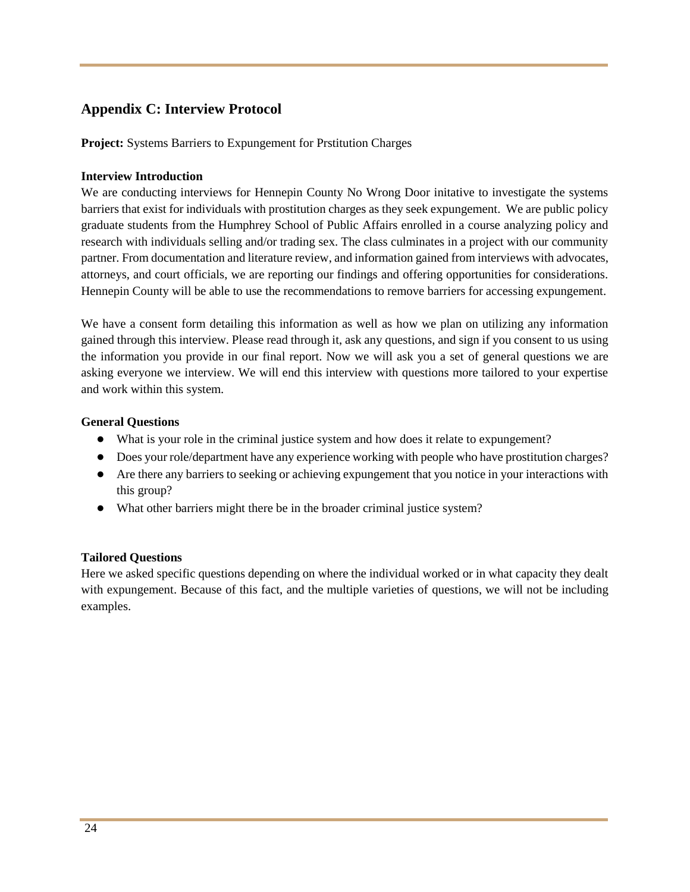## Appendix C: Interview Protocol

**Project:** Systems Barriers to Expungement for Prstitution Charges

**Interview Introduction**

We are conducting interviews for Hennepin County No Wrong Door initative to investigate the systems barriers that exist for individuals with prostitution charges as they seek expungement. We are public policy graduate students from the Humphrey School of Public Affairs enrolled in a course analyzing policy and research with individuals selling and/or trading sex. The class culminates in a project with our community partner. From documentation and literature review, and information gained from interviews with advocates, attorneys, and court officials, we are reporting our findings and offering opportunities for considerations. Hennepin County will be able to use the recommendations to remove barriers for accessing expungement.

We have a consent form detailing this information as well as how we plan on utilizing any information gained through this interview. Please read through it, ask any questions, and sign if you consent to us using the information you provide in our final report. Now we will ask you a set of general questions we are asking everyone we interview. We will end this interview with questions more tailored to your expertise and work within this system.

**General Questions**

- What is your role in the criminal justice system and how does it relate to expungement?
- Does your role/department have any experience working with people who have prostitution charges?
- Are there any barriers to seeking or achieving expungement that you notice in your interactions with this group?
- What other barriers might there be in the broader criminal justice system?

**Tailored Questions**

Here we asked specific questions depending on where the individual worked or in what capacity they dealt with expungement. Because of this fact, and the multiple varieties of questions, we will not be including examples.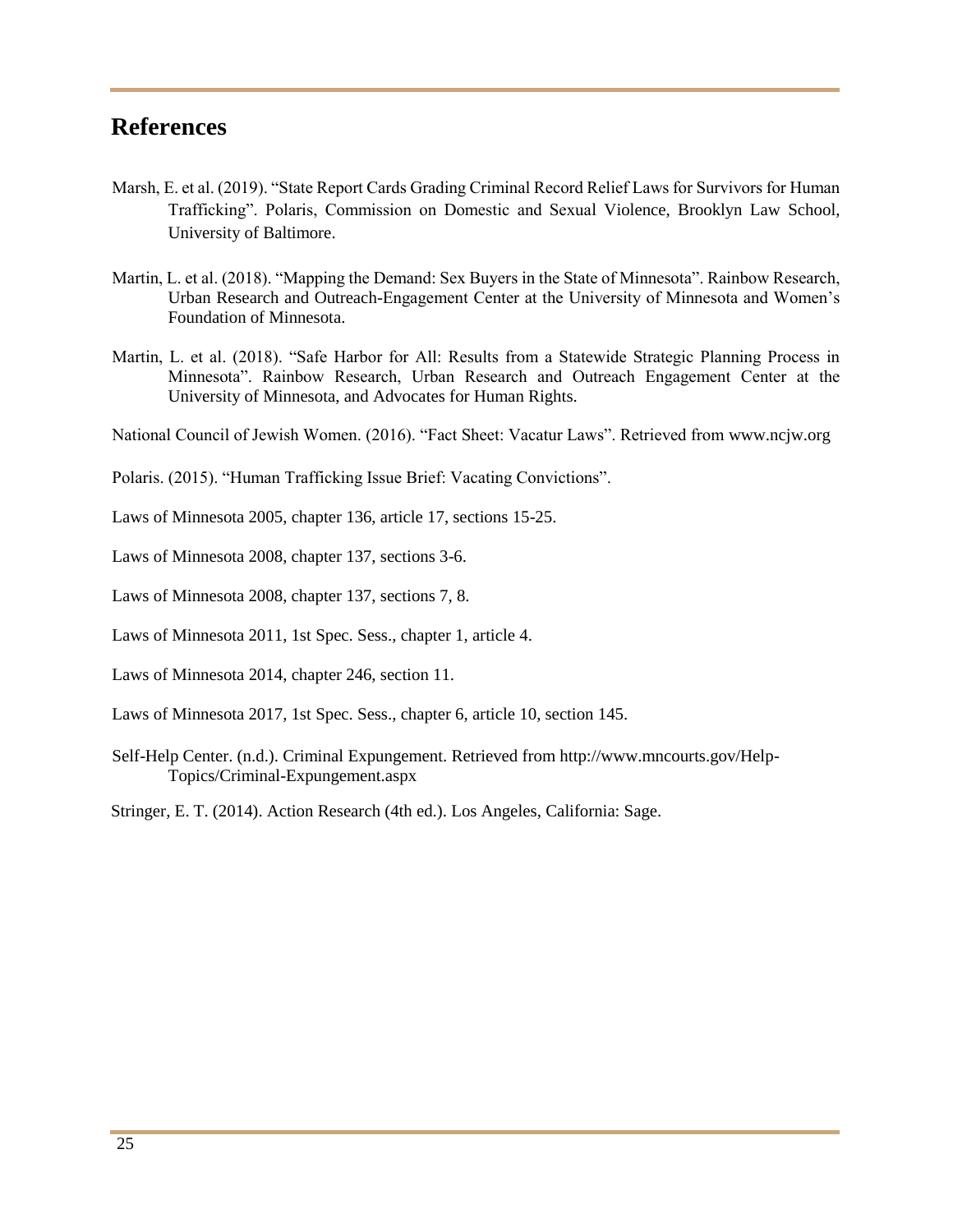## References

Marsh, E. et al. (2019). "State Report Cards Grading Criminal Record Relief Laws for Survivors for Human Trafficking". Polaris, Commission on Domestic and Sexual Violence, Brooklyn Law School, University of Baltimore.

Martin, L. et al. (2018). "Mapping the Demand: Sex Buyers in the State of Minnesota". Rainbow Research, Urban Research and Outreach-Engagement Center at the University of Minnesota and Women's Foundation of Minnesota.

Martin, L. et al. (2018). "Safe Harbor for All: Results from a Statewide Strategic Planning Process in Minnesota". Rainbow Research, Urban Research and Outreach Engagement Center at the University of Minnesota, and Advocates for Human Rights.

National Council of Jewish Women. (2016). "Fact Sheet: Vacatur Laws". Retrieved from www.ncjw.org

Polaris. (2015). "Human Trafficking Issue Brief: Vacating Convictions".

Laws of Minnesota 2005, chapter 136, article 17, sections 15-25.

Laws of Minnesota 2008, chapter 137, sections 3-6.

Laws of Minnesota 2008, chapter 137, sections 7, 8.

Laws of Minnesota 2011, 1st Spec. Sess., chapter 1, article 4.

Laws of Minnesota 2014, chapter 246, section 11.

Laws of Minnesota 2017, 1st Spec. Sess., chapter 6, article 10, section 145.

Self-Help Center. (n.d.). Criminal Expungement. Retrieved from http://www.mncourts.gov/Help-Topics/Criminal-Expungement.aspx

Stringer, E. T. (2014). Action Research (4th ed.). Los Angeles, California: Sage.